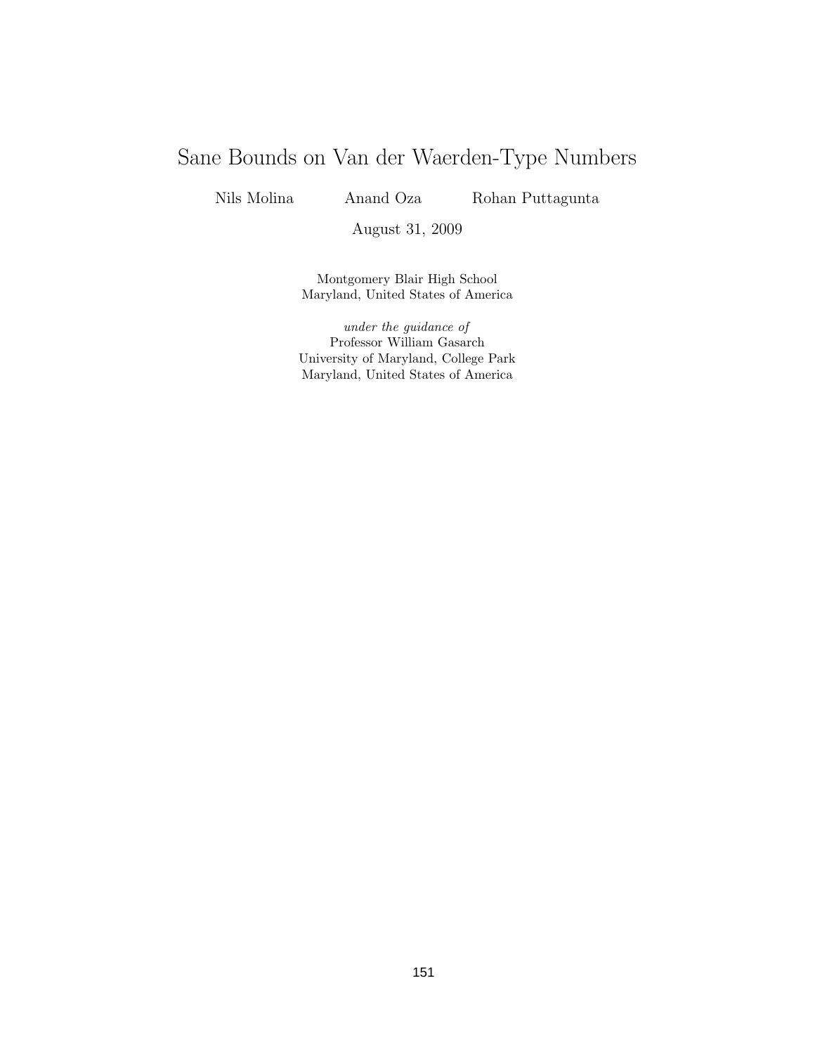# Sane Bounds on Van der Waerden-Type Numbers

Nils Molina     Anand Oza     Rohan Puttagunta

August 31, 2009

Montgomery Blair High School
Maryland, United States of America

*under the guidance of*
Professor William Gasarch
University of Maryland, College Park
Maryland, United States of America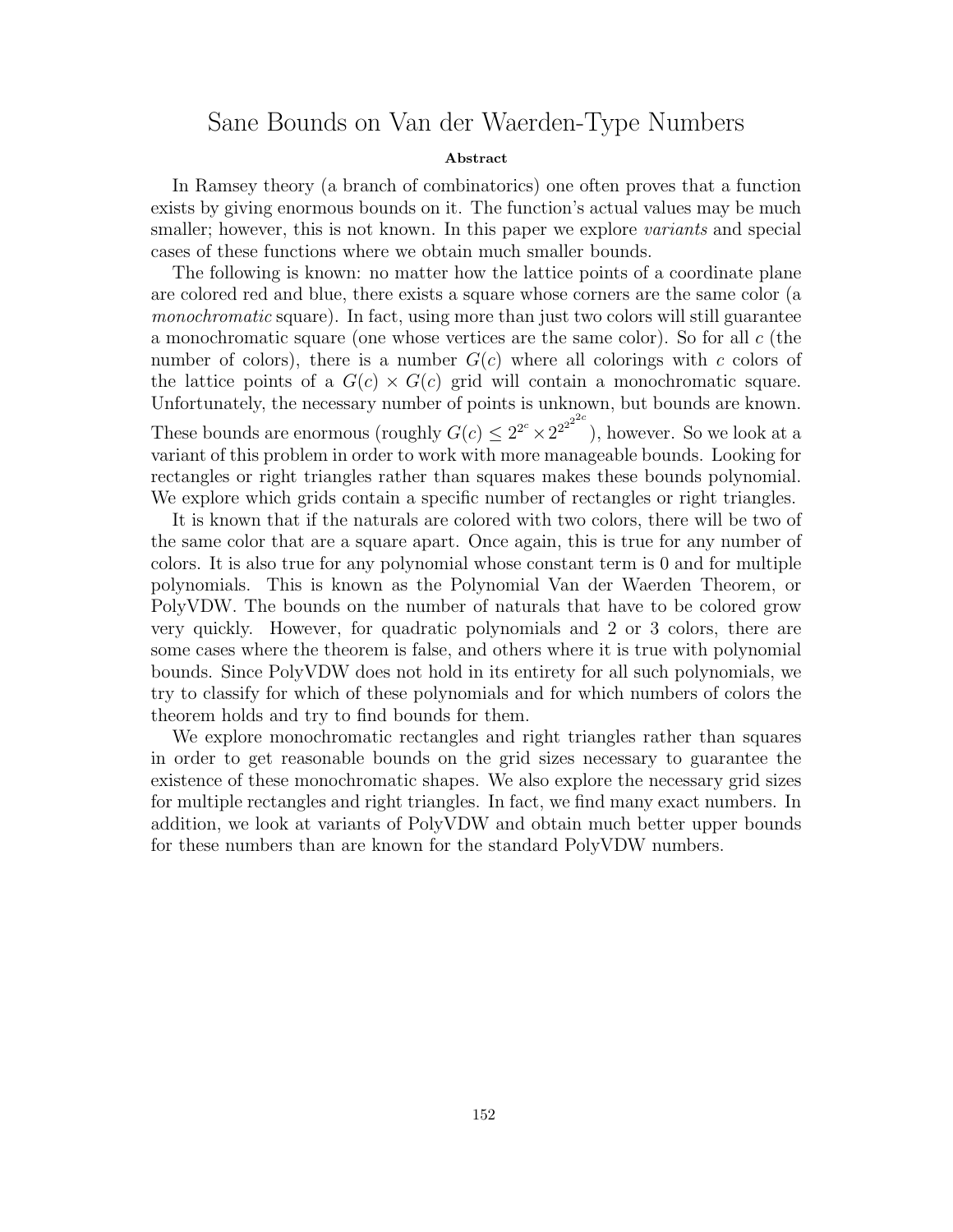# Sane Bounds on Van der Waerden-Type Numbers

**Abstract**

In Ramsey theory (a branch of combinatorics) one often proves that a function exists by giving enormous bounds on it. The function's actual values may be much smaller; however, this is not known. In this paper we explore *variants* and special cases of these functions where we obtain much smaller bounds.

The following is known: no matter how the lattice points of a coordinate plane are colored red and blue, there exists a square whose corners are the same color (a *monochromatic* square). In fact, using more than just two colors will still guarantee a monochromatic square (one whose vertices are the same color). So for all $c$ (the number of colors), there is a number $G(c)$ where all colorings with $c$ colors of the lattice points of a $G(c) \times G(c)$ grid will contain a monochromatic square. Unfortunately, the necessary number of points is unknown, but bounds are known. These bounds are enormous (roughly $G(c) \leq 2^{2^c} \times 2^{2^{2^{2^{2c}}}}$), however. So we look at a variant of this problem in order to work with more manageable bounds. Looking for rectangles or right triangles rather than squares makes these bounds polynomial. We explore which grids contain a specific number of rectangles or right triangles.

It is known that if the naturals are colored with two colors, there will be two of the same color that are a square apart. Once again, this is true for any number of colors. It is also true for any polynomial whose constant term is 0 and for multiple polynomials. This is known as the Polynomial Van der Waerden Theorem, or PolyVDW. The bounds on the number of naturals that have to be colored grow very quickly. However, for quadratic polynomials and 2 or 3 colors, there are some cases where the theorem is false, and others where it is true with polynomial bounds. Since PolyVDW does not hold in its entirety for all such polynomials, we try to classify for which of these polynomials and for which numbers of colors the theorem holds and try to find bounds for them.

We explore monochromatic rectangles and right triangles rather than squares in order to get reasonable bounds on the grid sizes necessary to guarantee the existence of these monochromatic shapes. We also explore the necessary grid sizes for multiple rectangles and right triangles. In fact, we find many exact numbers. In addition, we look at variants of PolyVDW and obtain much better upper bounds for these numbers than are known for the standard PolyVDW numbers.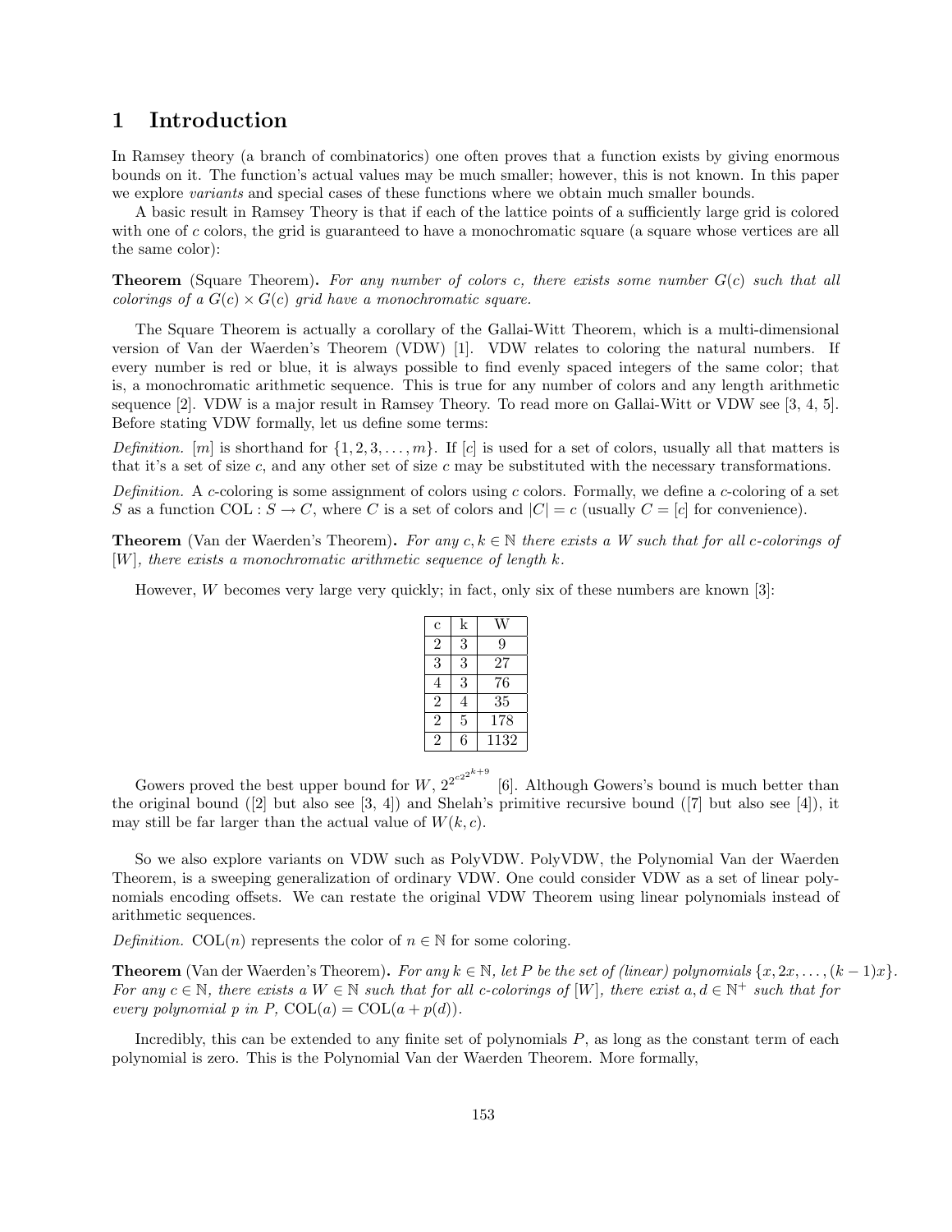# 1 Introduction

In Ramsey theory (a branch of combinatorics) one often proves that a function exists by giving enormous bounds on it. The function's actual values may be much smaller; however, this is not known. In this paper we explore *variants* and special cases of these functions where we obtain much smaller bounds.

A basic result in Ramsey Theory is that if each of the lattice points of a sufficiently large grid is colored with one of $c$ colors, the grid is guaranteed to have a monochromatic square (a square whose vertices are all the same color):

**Theorem** (Square Theorem)**.** *For any number of colors $c$, there exists some number $G(c)$ such that all colorings of a $G(c) \times G(c)$ grid have a monochromatic square.*

The Square Theorem is actually a corollary of the Gallai-Witt Theorem, which is a multi-dimensional version of Van der Waerden's Theorem (VDW) [1]. VDW relates to coloring the natural numbers. If every number is red or blue, it is always possible to find evenly spaced integers of the same color; that is, a monochromatic arithmetic sequence. This is true for any number of colors and any length arithmetic sequence [2]. VDW is a major result in Ramsey Theory. To read more on Gallai-Witt or VDW see [3, 4, 5]. Before stating VDW formally, let us define some terms:

*Definition.* $[m]$ is shorthand for $\{1, 2, 3, \ldots, m\}$. If $[c]$ is used for a set of colors, usually all that matters is that it's a set of size $c$, and any other set of size $c$ may be substituted with the necessary transformations.

*Definition.* A $c$-coloring is some assignment of colors using $c$ colors. Formally, we define a $c$-coloring of a set $S$ as a function $\mathrm{COL} : S \to C$, where $C$ is a set of colors and $|C| = c$ (usually $C = [c]$ for convenience).

**Theorem** (Van der Waerden's Theorem)**.** *For any $c, k \in \mathbb{N}$ there exists a $W$ such that for all $c$-colorings of $[W]$, there exists a monochromatic arithmetic sequence of length $k$.*

However, $W$ becomes very large very quickly; in fact, only six of these numbers are known [3]:

| c | k | W |
|---|---|---|
| 2 | 3 | 9 |
| 3 | 3 | 27 |
| 4 | 3 | 76 |
| 2 | 4 | 35 |
| 2 | 5 | 178 |
| 2 | 6 | 1132 |

Gowers proved the best upper bound for $W$, $2^{2^{c^{2^{2^{k+9}}}}}$ [6]. Although Gowers's bound is much better than the original bound ([2] but also see [3, 4]) and Shelah's primitive recursive bound ([7] but also see [4]), it may still be far larger than the actual value of $W(k, c)$.

So we also explore variants on VDW such as PolyVDW. PolyVDW, the Polynomial Van der Waerden Theorem, is a sweeping generalization of ordinary VDW. One could consider VDW as a set of linear polynomials encoding offsets. We can restate the original VDW Theorem using linear polynomials instead of arithmetic sequences.

*Definition.* $\mathrm{COL}(n)$ represents the color of $n \in \mathbb{N}$ for some coloring.

**Theorem** (Van der Waerden's Theorem)**.** *For any $k \in \mathbb{N}$, let $P$ be the set of (linear) polynomials $\{x, 2x, \ldots, (k-1)x\}$. For any $c \in \mathbb{N}$, there exists a $W \in \mathbb{N}$ such that for all $c$-colorings of $[W]$, there exist $a, d \in \mathbb{N}^+$ such that for every polynomial $p$ in $P$, $\mathrm{COL}(a) = \mathrm{COL}(a + p(d))$.*

Incredibly, this can be extended to any finite set of polynomials $P$, as long as the constant term of each polynomial is zero. This is the Polynomial Van der Waerden Theorem. More formally,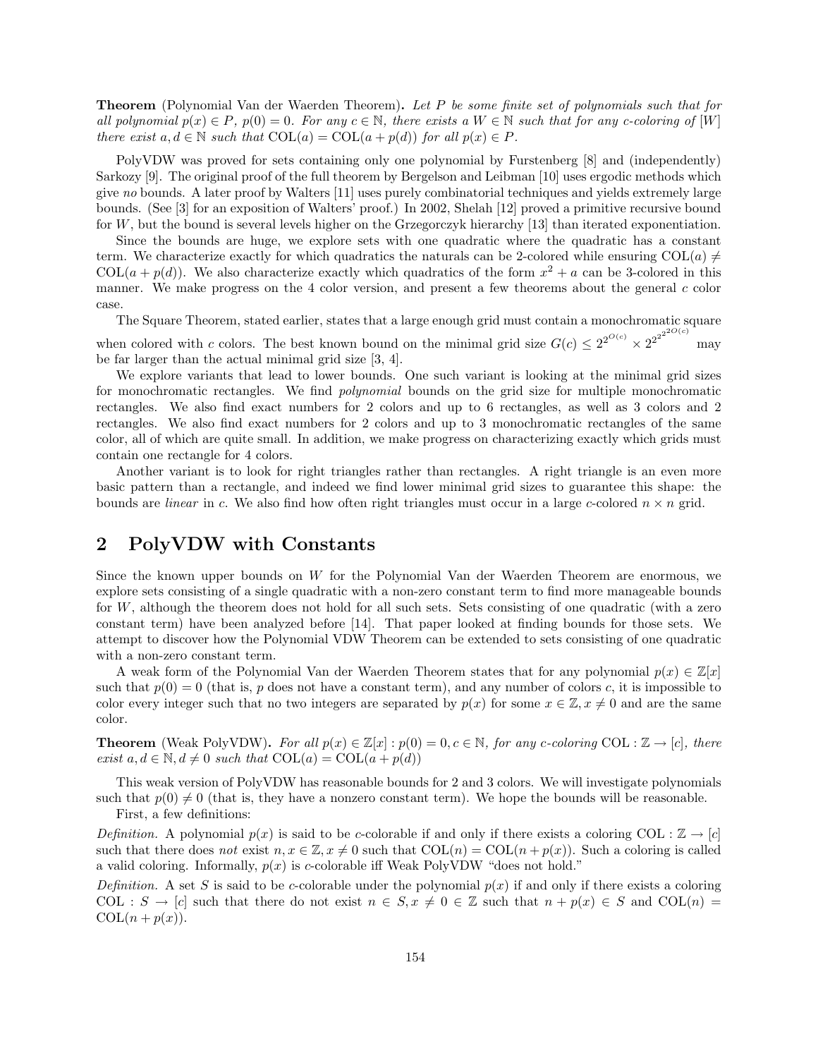**Theorem** (Polynomial Van der Waerden Theorem)**.** *Let $P$ be some finite set of polynomials such that for all polynomial $p(x) \in P$, $p(0) = 0$. For any $c \in \mathbb{N}$, there exists a $W \in \mathbb{N}$ such that for any $c$-coloring of $[W]$ there exist $a, d \in \mathbb{N}$ such that $\mathrm{COL}(a) = \mathrm{COL}(a + p(d))$ for all $p(x) \in P$.*

PolyVDW was proved for sets containing only one polynomial by Furstenberg [8] and (independently) Sarkozy [9]. The original proof of the full theorem by Bergelson and Leibman [10] uses ergodic methods which give *no* bounds. A later proof by Walters [11] uses purely combinatorial techniques and yields extremely large bounds. (See [3] for an exposition of Walters' proof.) In 2002, Shelah [12] proved a primitive recursive bound for $W$, but the bound is several levels higher on the Grzegorczyk hierarchy [13] than iterated exponentiation.

Since the bounds are huge, we explore sets with one quadratic where the quadratic has a constant term. We characterize exactly for which quadratics the naturals can be 2-colored while ensuring $\mathrm{COL}(a) \neq \mathrm{COL}(a + p(d))$. We also characterize exactly which quadratics of the form $x^2 + a$ can be 3-colored in this manner. We make progress on the 4 color version, and present a few theorems about the general $c$ color case.

The Square Theorem, stated earlier, states that a large enough grid must contain a monochromatic square when colored with $c$ colors. The best known bound on the minimal grid size $G(c) \leq 2^{2^{O(c)}} \times 2^{2^{2^{2^{O(c)}}}}$ may be far larger than the actual minimal grid size [3, 4].

We explore variants that lead to lower bounds. One such variant is looking at the minimal grid sizes for monochromatic rectangles. We find *polynomial* bounds on the grid size for multiple monochromatic rectangles. We also find exact numbers for 2 colors and up to 6 rectangles, as well as 3 colors and 2 rectangles. We also find exact numbers for 2 colors and up to 3 monochromatic rectangles of the same color, all of which are quite small. In addition, we make progress on characterizing exactly which grids must contain one rectangle for 4 colors.

Another variant is to look for right triangles rather than rectangles. A right triangle is an even more basic pattern than a rectangle, and indeed we find lower minimal grid sizes to guarantee this shape: the bounds are *linear* in $c$. We also find how often right triangles must occur in a large $c$-colored $n \times n$ grid.

## 2 PolyVDW with Constants

Since the known upper bounds on $W$ for the Polynomial Van der Waerden Theorem are enormous, we explore sets consisting of a single quadratic with a non-zero constant term to find more manageable bounds for $W$, although the theorem does not hold for all such sets. Sets consisting of one quadratic (with a zero constant term) have been analyzed before [14]. That paper looked at finding bounds for those sets. We attempt to discover how the Polynomial VDW Theorem can be extended to sets consisting of one quadratic with a non-zero constant term.

A weak form of the Polynomial Van der Waerden Theorem states that for any polynomial $p(x) \in \mathbb{Z}[x]$ such that $p(0) = 0$ (that is, $p$ does not have a constant term), and any number of colors $c$, it is impossible to color every integer such that no two integers are separated by $p(x)$ for some $x \in \mathbb{Z}, x \neq 0$ and are the same color.

**Theorem** (Weak PolyVDW)**.** *For all $p(x) \in \mathbb{Z}[x] : p(0) = 0, c \in \mathbb{N}$, for any $c$-coloring $\mathrm{COL} : \mathbb{Z} \to [c]$, there exist $a, d \in \mathbb{N}, d \neq 0$ such that $\mathrm{COL}(a) = \mathrm{COL}(a + p(d))$*

This weak version of PolyVDW has reasonable bounds for 2 and 3 colors. We will investigate polynomials such that $p(0) \neq 0$ (that is, they have a nonzero constant term). We hope the bounds will be reasonable.

First, a few definitions:

*Definition.* A polynomial $p(x)$ is said to be $c$-colorable if and only if there exists a coloring $\mathrm{COL} : \mathbb{Z} \to [c]$ such that there does *not* exist $n, x \in \mathbb{Z}, x \neq 0$ such that $\mathrm{COL}(n) = \mathrm{COL}(n + p(x))$. Such a coloring is called a valid coloring. Informally, $p(x)$ is $c$-colorable iff Weak PolyVDW "does not hold."

*Definition.* A set $S$ is said to be $c$-colorable under the polynomial $p(x)$ if and only if there exists a coloring $\mathrm{COL} : S \to [c]$ such that there do not exist $n \in S, x \neq 0 \in \mathbb{Z}$ such that $n + p(x) \in S$ and $\mathrm{COL}(n) = \mathrm{COL}(n + p(x))$.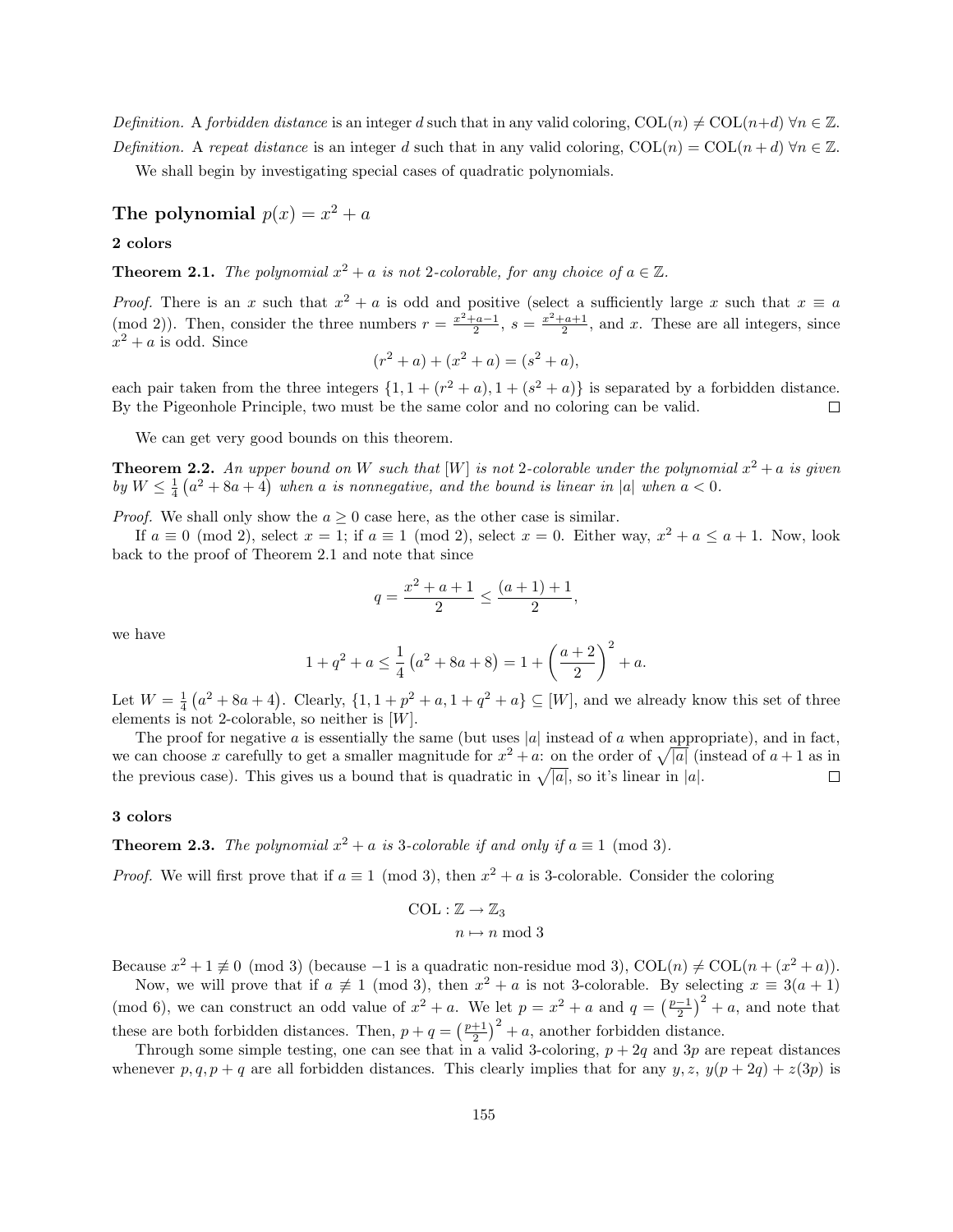*Definition.* A *forbidden distance* is an integer $d$ such that in any valid coloring, $\text{COL}(n) \neq \text{COL}(n+d)\ \forall n \in \mathbb{Z}$.

*Definition.* A *repeat distance* is an integer $d$ such that in any valid coloring, $\text{COL}(n) = \text{COL}(n+d)\ \forall n \in \mathbb{Z}$.

We shall begin by investigating special cases of quadratic polynomials.

## The polynomial $p(x) = x^2 + a$

### 2 colors

**Theorem 2.1.** *The polynomial $x^2 + a$ is not 2-colorable, for any choice of $a \in \mathbb{Z}$.*

*Proof.* There is an $x$ such that $x^2 + a$ is odd and positive (select a sufficiently large $x$ such that $x \equiv a \pmod 2$). Then, consider the three numbers $r = \frac{x^2+a-1}{2}$, $s = \frac{x^2+a+1}{2}$, and $x$. These are all integers, since $x^2 + a$ is odd. Since

$$(r^2 + a) + (x^2 + a) = (s^2 + a),$$

each pair taken from the three integers $\{1, 1 + (r^2 + a), 1 + (s^2 + a)\}$ is separated by a forbidden distance. By the Pigeonhole Principle, two must be the same color and no coloring can be valid. $\square$

We can get very good bounds on this theorem.

**Theorem 2.2.** *An upper bound on $W$ such that $[W]$ is not 2-colorable under the polynomial $x^2 + a$ is given by $W \leq \frac{1}{4}\left(a^2 + 8a + 4\right)$ when $a$ is nonnegative, and the bound is linear in $|a|$ when $a < 0$.*

*Proof.* We shall only show the $a \geq 0$ case here, as the other case is similar.

If $a \equiv 0 \pmod 2$, select $x = 1$; if $a \equiv 1 \pmod 2$, select $x = 0$. Either way, $x^2 + a \leq a + 1$. Now, look back to the proof of Theorem 2.1 and note that since

$$q = \frac{x^2 + a + 1}{2} \leq \frac{(a+1)+1}{2},$$

we have

$$1 + q^2 + a \leq \frac{1}{4}\left(a^2 + 8a + 8\right) = 1 + \left(\frac{a+2}{2}\right)^2 + a.$$

Let $W = \frac{1}{4}\left(a^2 + 8a + 4\right)$. Clearly, $\{1, 1 + p^2 + a, 1 + q^2 + a\} \subseteq [W]$, and we already know this set of three elements is not 2-colorable, so neither is $[W]$.

The proof for negative $a$ is essentially the same (but uses $|a|$ instead of $a$ when appropriate), and in fact, we can choose $x$ carefully to get a smaller magnitude for $x^2 + a$: on the order of $\sqrt{|a|}$ (instead of $a + 1$ as in the previous case). This gives us a bound that is quadratic in $\sqrt{|a|}$, so it's linear in $|a|$. $\square$

### 3 colors

**Theorem 2.3.** *The polynomial $x^2 + a$ is 3-colorable if and only if $a \equiv 1 \pmod 3$.*

*Proof.* We will first prove that if $a \equiv 1 \pmod 3$, then $x^2 + a$ is 3-colorable. Consider the coloring

$$\begin{aligned} \text{COL} : \mathbb{Z} &\to \mathbb{Z}_3 \\ n &\mapsto n \bmod 3 \end{aligned}$$

Because $x^2 + 1 \not\equiv 0 \pmod 3$ (because $-1$ is a quadratic non-residue mod 3), $\text{COL}(n) \neq \text{COL}(n + (x^2 + a))$.

Now, we will prove that if $a \not\equiv 1 \pmod 3$, then $x^2 + a$ is not 3-colorable. By selecting $x \equiv 3(a+1) \pmod 6$, we can construct an odd value of $x^2 + a$. We let $p = x^2 + a$ and $q = \left(\frac{p-1}{2}\right)^2 + a$, and note that these are both forbidden distances. Then, $p + q = \left(\frac{p+1}{2}\right)^2 + a$, another forbidden distance.

Through some simple testing, one can see that in a valid 3-coloring, $p + 2q$ and $3p$ are repeat distances whenever $p, q, p + q$ are all forbidden distances. This clearly implies that for any $y, z$, $y(p + 2q) + z(3p)$ is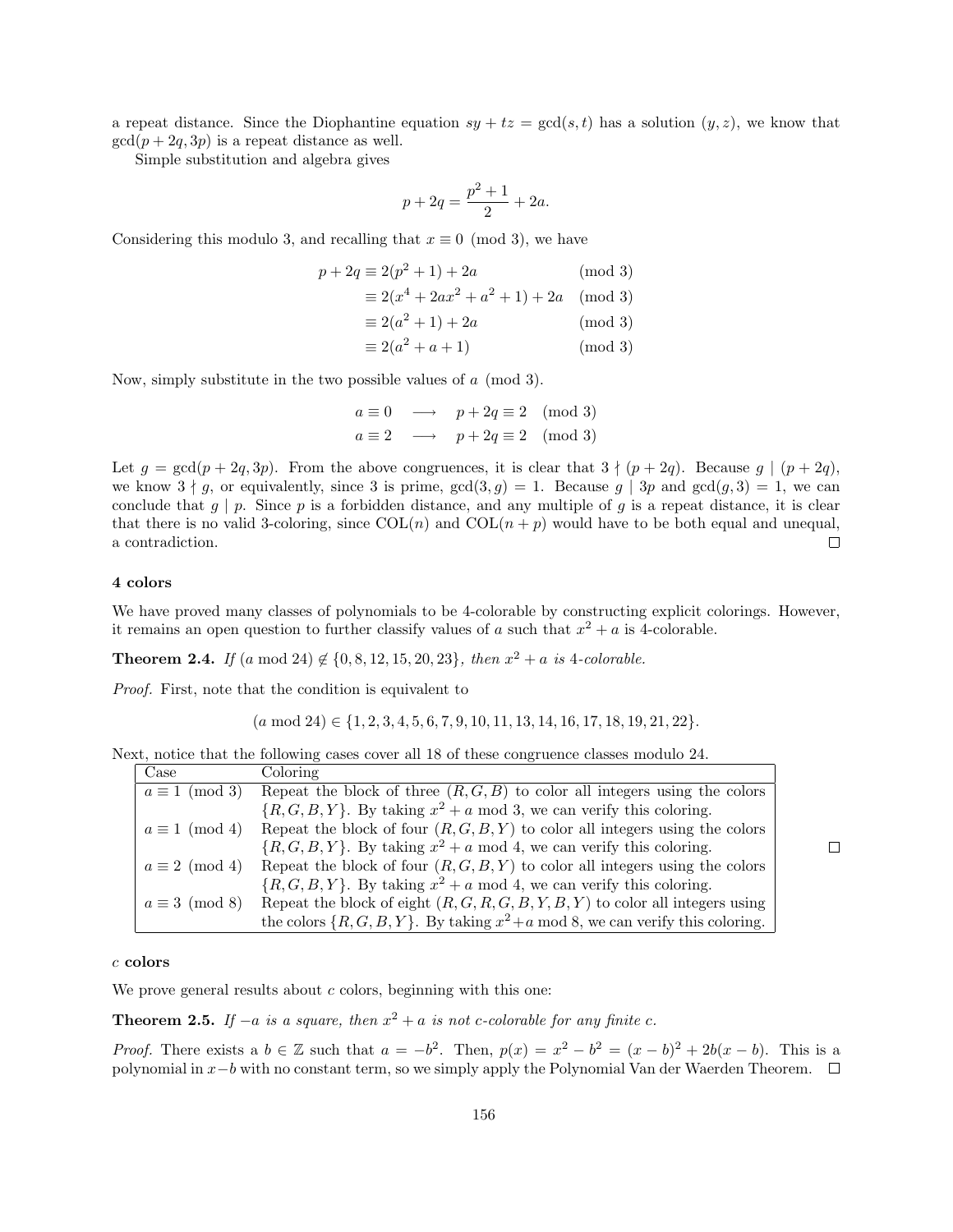a repeat distance. Since the Diophantine equation $sy + tz = \gcd(s,t)$ has a solution $(y,z)$, we know that $\gcd(p+2q, 3p)$ is a repeat distance as well.

Simple substitution and algebra gives

$$p + 2q = \frac{p^2+1}{2} + 2a.$$

Considering this modulo 3, and recalling that $x \equiv 0 \pmod 3$, we have

$$\begin{aligned} p + 2q &\equiv 2(p^2+1) + 2a && \pmod 3 \\ &\equiv 2(x^4 + 2ax^2 + a^2 + 1) + 2a && \pmod 3 \\ &\equiv 2(a^2+1) + 2a && \pmod 3 \\ &\equiv 2(a^2 + a + 1) && \pmod 3 \end{aligned}$$

Now, simply substitute in the two possible values of $a \pmod 3$.

$$\begin{aligned} a \equiv 0 \quad &\longrightarrow \quad p + 2q \equiv 2 \pmod 3 \\ a \equiv 2 \quad &\longrightarrow \quad p + 2q \equiv 2 \pmod 3 \end{aligned}$$

Let $g = \gcd(p+2q, 3p)$. From the above congruences, it is clear that $3 \nmid (p+2q)$. Because $g \mid (p+2q)$, we know $3 \nmid g$, or equivalently, since 3 is prime, $\gcd(3,g) = 1$. Because $g \mid 3p$ and $\gcd(g,3) = 1$, we can conclude that $g \mid p$. Since $p$ is a forbidden distance, and any multiple of $g$ is a repeat distance, it is clear that there is no valid 3-coloring, since $\mathrm{COL}(n)$ and $\mathrm{COL}(n+p)$ would have to be both equal and unequal, a contradiction. □

**4 colors**

We have proved many classes of polynomials to be 4-colorable by constructing explicit colorings. However, it remains an open question to further classify values of $a$ such that $x^2 + a$ is 4-colorable.

**Theorem 2.4.** *If $(a \bmod 24) \notin \{0, 8, 12, 15, 20, 23\}$, then $x^2 + a$ is 4-colorable.*

*Proof.* First, note that the condition is equivalent to

$$(a \bmod 24) \in \{1, 2, 3, 4, 5, 6, 7, 9, 10, 11, 13, 14, 16, 17, 18, 19, 21, 22\}.$$

Next, notice that the following cases cover all 18 of these congruence classes modulo 24.

| Case | Coloring |
|---|---|
| $a \equiv 1 \pmod 3$ | Repeat the block of three $(R, G, B)$ to color all integers using the colors $\{R, G, B, Y\}$. By taking $x^2 + a$ mod 3, we can verify this coloring. |
| $a \equiv 1 \pmod 4$ | Repeat the block of four $(R, G, B, Y)$ to color all integers using the colors $\{R, G, B, Y\}$. By taking $x^2 + a$ mod 4, we can verify this coloring. |
| $a \equiv 2 \pmod 4$ | Repeat the block of four $(R, G, B, Y)$ to color all integers using the colors $\{R, G, B, Y\}$. By taking $x^2 + a$ mod 4, we can verify this coloring. |
| $a \equiv 3 \pmod 8$ | Repeat the block of eight $(R, G, R, G, B, Y, B, Y)$ to color all integers using the colors $\{R, G, B, Y\}$. By taking $x^2 + a$ mod 8, we can verify this coloring. |

□

**$c$ colors**

We prove general results about $c$ colors, beginning with this one:

**Theorem 2.5.** *If $-a$ is a square, then $x^2 + a$ is not $c$-colorable for any finite $c$.*

*Proof.* There exists a $b \in \mathbb{Z}$ such that $a = -b^2$. Then, $p(x) = x^2 - b^2 = (x-b)^2 + 2b(x-b)$. This is a polynomial in $x - b$ with no constant term, so we simply apply the Polynomial Van der Waerden Theorem. □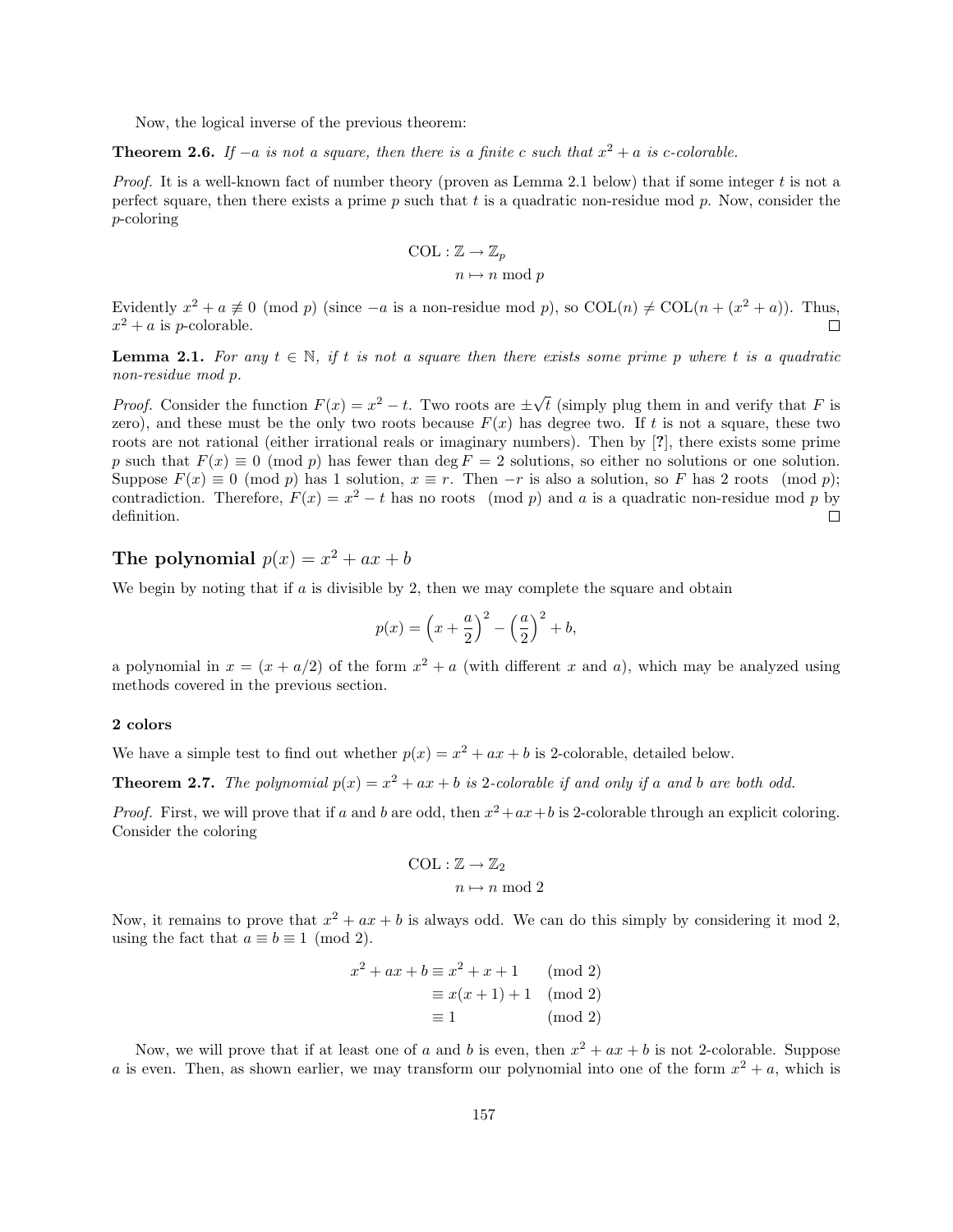Now, the logical inverse of the previous theorem:

**Theorem 2.6.** *If $-a$ is not a square, then there is a finite $c$ such that $x^2 + a$ is $c$-colorable.*

*Proof.* It is a well-known fact of number theory (proven as Lemma 2.1 below) that if some integer $t$ is not a perfect square, then there exists a prime $p$ such that $t$ is a quadratic non-residue mod $p$. Now, consider the $p$-coloring

$$\begin{aligned} \text{COL} : \mathbb{Z} &\to \mathbb{Z}_p \\ n &\mapsto n \bmod p \end{aligned}$$

Evidently $x^2 + a \not\equiv 0 \pmod{p}$ (since $-a$ is a non-residue mod $p$), so $\text{COL}(n) \neq \text{COL}(n + (x^2 + a))$. Thus, $x^2 + a$ is $p$-colorable. □

**Lemma 2.1.** *For any $t \in \mathbb{N}$, if $t$ is not a square then there exists some prime $p$ where $t$ is a quadratic non-residue mod $p$.*

*Proof.* Consider the function $F(x) = x^2 - t$. Two roots are $\pm\sqrt{t}$ (simply plug them in and verify that $F$ is zero), and these must be the only two roots because $F(x)$ has degree two. If $t$ is not a square, these two roots are not rational (either irrational reals or imaginary numbers). Then by [?], there exists some prime $p$ such that $F(x) \equiv 0 \pmod{p}$ has fewer than $\deg F = 2$ solutions, so either no solutions or one solution. Suppose $F(x) \equiv 0 \pmod{p}$ has 1 solution, $x \equiv r$. Then $-r$ is also a solution, so $F$ has 2 roots $\pmod{p}$; contradiction. Therefore, $F(x) = x^2 - t$ has no roots $\pmod{p}$ and $a$ is a quadratic non-residue mod $p$ by definition. □

## The polynomial $p(x) = x^2 + ax + b$

We begin by noting that if $a$ is divisible by 2, then we may complete the square and obtain

$$p(x) = \left(x + \frac{a}{2}\right)^2 - \left(\frac{a}{2}\right)^2 + b,$$

a polynomial in $x = (x + a/2)$ of the form $x^2 + a$ (with different $x$ and $a$), which may be analyzed using methods covered in the previous section.

### 2 colors

We have a simple test to find out whether $p(x) = x^2 + ax + b$ is 2-colorable, detailed below.

**Theorem 2.7.** *The polynomial $p(x) = x^2 + ax + b$ is 2-colorable if and only if $a$ and $b$ are both odd.*

*Proof.* First, we will prove that if $a$ and $b$ are odd, then $x^2 + ax + b$ is 2-colorable through an explicit coloring. Consider the coloring

$$\begin{aligned} \text{COL} : \mathbb{Z} &\to \mathbb{Z}_2 \\ n &\mapsto n \bmod 2 \end{aligned}$$

Now, it remains to prove that $x^2 + ax + b$ is always odd. We can do this simply by considering it mod 2, using the fact that $a \equiv b \equiv 1 \pmod{2}$.

$$\begin{aligned} x^2 + ax + b &\equiv x^2 + x + 1 \pmod{2} \\ &\equiv x(x+1) + 1 \pmod{2} \\ &\equiv 1 \pmod{2} \end{aligned}$$

Now, we will prove that if at least one of $a$ and $b$ is even, then $x^2 + ax + b$ is not 2-colorable. Suppose $a$ is even. Then, as shown earlier, we may transform our polynomial into one of the form $x^2 + a$, which is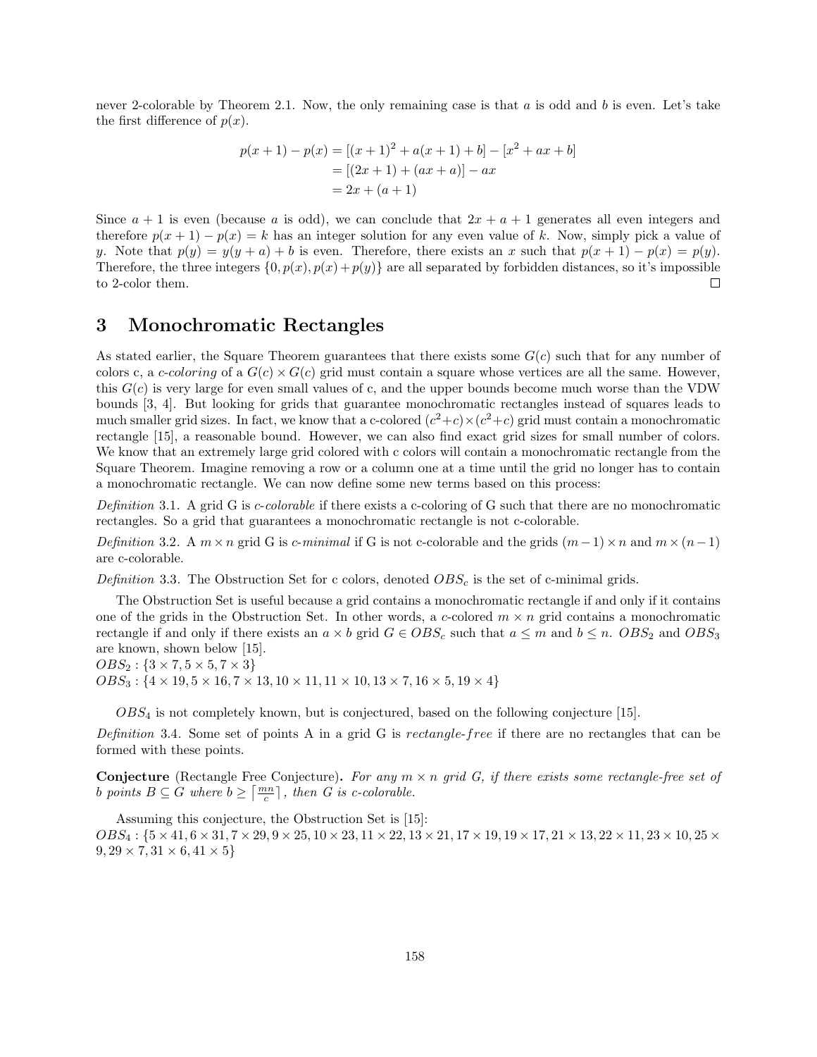never 2-colorable by Theorem 2.1. Now, the only remaining case is that $a$ is odd and $b$ is even. Let's take the first difference of $p(x)$.

$$\begin{aligned}
p(x+1) - p(x) &= [(x+1)^2 + a(x+1) + b] - [x^2 + ax + b] \\
&= [(2x+1) + (ax+a)] - ax \\
&= 2x + (a+1)
\end{aligned}$$

Since $a+1$ is even (because $a$ is odd), we can conclude that $2x + a + 1$ generates all even integers and therefore $p(x+1) - p(x) = k$ has an integer solution for any even value of $k$. Now, simply pick a value of $y$. Note that $p(y) = y(y+a) + b$ is even. Therefore, there exists an $x$ such that $p(x+1) - p(x) = p(y)$. Therefore, the three integers $\{0, p(x), p(x)+p(y)\}$ are all separated by forbidden distances, so it's impossible to 2-color them. □

## 3 Monochromatic Rectangles

As stated earlier, the Square Theorem guarantees that there exists some $G(c)$ such that for any number of colors c, a *c-coloring* of a $G(c) \times G(c)$ grid must contain a square whose vertices are all the same. However, this $G(c)$ is very large for even small values of c, and the upper bounds become much worse than the VDW bounds [3, 4]. But looking for grids that guarantee monochromatic rectangles instead of squares leads to much smaller grid sizes. In fact, we know that a c-colored $(c^2+c)\times(c^2+c)$ grid must contain a monochromatic rectangle [15], a reasonable bound. However, we can also find exact grid sizes for small number of colors. We know that an extremely large grid colored with c colors will contain a monochromatic rectangle from the Square Theorem. Imagine removing a row or a column one at a time until the grid no longer has to contain a monochromatic rectangle. We can now define some new terms based on this process:

*Definition* 3.1. A grid G is *c-colorable* if there exists a c-coloring of G such that there are no monochromatic rectangles. So a grid that guarantees a monochromatic rectangle is not c-colorable.

*Definition* 3.2. A $m \times n$ grid G is *c-minimal* if G is not c-colorable and the grids $(m-1) \times n$ and $m \times (n-1)$ are c-colorable.

*Definition* 3.3. The Obstruction Set for c colors, denoted $OBS_c$ is the set of c-minimal grids.

The Obstruction Set is useful because a grid contains a monochromatic rectangle if and only if it contains one of the grids in the Obstruction Set. In other words, a *c*-colored $m \times n$ grid contains a monochromatic rectangle if and only if there exists an $a \times b$ grid $G \in OBS_c$ such that $a \leq m$ and $b \leq n$. $OBS_2$ and $OBS_3$ are known, shown below [15].

$OBS_2 : \{3 \times 7, 5 \times 5, 7 \times 3\}$

$OBS_3 : \{4 \times 19, 5 \times 16, 7 \times 13, 10 \times 11, 11 \times 10, 13 \times 7, 16 \times 5, 19 \times 4\}$

$OBS_4$ is not completely known, but is conjectured, based on the following conjecture [15].

*Definition* 3.4. Some set of points A in a grid G is *rectangle-free* if there are no rectangles that can be formed with these points.

**Conjecture** (Rectangle Free Conjecture)**.** *For any $m \times n$ grid G, if there exists some rectangle-free set of b points $B \subseteq G$ where $b \geq \lceil \frac{mn}{c} \rceil$, then G is c-colorable.*

Assuming this conjecture, the Obstruction Set is [15]:

$OBS_4 : \{5 \times 41, 6 \times 31, 7 \times 29, 9 \times 25, 10 \times 23, 11 \times 22, 13 \times 21, 17 \times 19, 19 \times 17, 21 \times 13, 22 \times 11, 23 \times 10, 25 \times 9, 29 \times 7, 31 \times 6, 41 \times 5\}$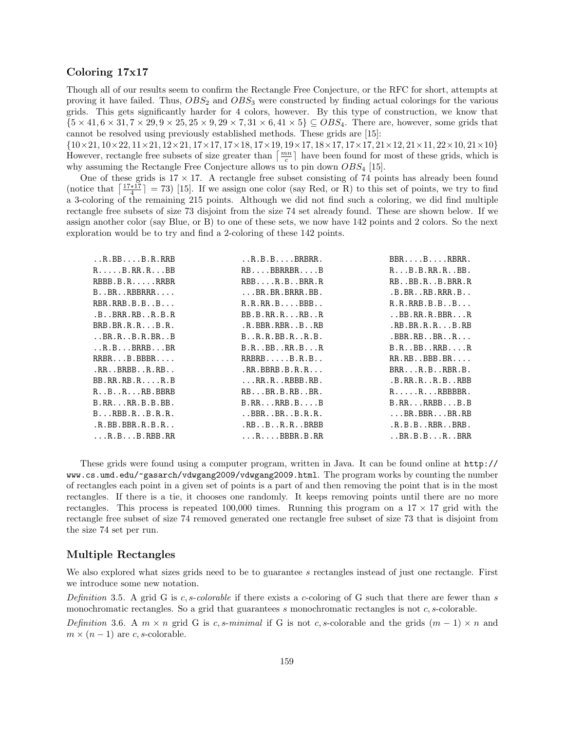### Coloring 17x17

Though all of our results seem to confirm the Rectangle Free Conjecture, or the RFC for short, attempts at proving it have failed. Thus, $OBS_2$ and $OBS_3$ were constructed by finding actual colorings for the various grids. This gets significantly harder for 4 colors, however. By this type of construction, we know that $\{5\times 41, 6\times 31, 7\times 29, 9\times 25, 25\times 9, 29\times 7, 31\times 6, 41\times 5\} \subseteq OBS_4$. There are, however, some grids that cannot be resolved using previously established methods. These grids are [15]:

$\{10\times 21, 10\times 22, 11\times 21, 12\times 21, 17\times 17, 17\times 18, 17\times 19, 19\times 17, 18\times 17, 17\times 17, 21\times 12, 21\times 11, 22\times 10, 21\times 10\}$
However, rectangle free subsets of size greater than $\lceil \frac{mn}{c} \rceil$ have been found for most of these grids, which is why assuming the Rectangle Free Conjecture allows us to pin down $OBS_4$ [15].

One of these grids is $17 \times 17$. A rectangle free subset consisting of 74 points has already been found (notice that $\lceil \frac{17*17}{4} \rceil = 73$) [15]. If we assign one color (say Red, or R) to this set of points, we try to find a 3-coloring of the remaining 215 points. Although we did not find such a coloring, we did find multiple rectangle free subsets of size 73 disjoint from the size 74 set already found. These are shown below. If we assign another color (say Blue, or B) to one of these sets, we now have 142 points and 2 colors. So the next exploration would be to try and find a 2-coloring of these 142 points.

```
..R.BB....B.R.RRB      ..R.B.B....BRBRR.      BBR....B....RBRR.
R.....B.RR.R...BB      RB....BBRRBR....B      R...B.B.RR.R..BB.
RBBB.B.R.....RRBR      RBB....R.B..BRR.R      RB..BB.R..B.BRR.R
B..BR..RBBRRR....      ...BR.BR.BRRR.BB.      .B.BR..RB.RRR.B..
RBR.RRB.B.B..B...      R.R.RR.B....BBB..      R.R.RRB.B.B..B...
.B..BRR.RB..R.B.R      BB.B.RR.R...RB..R      ..BB.RR.R.BBR...R
BRB.BR.R.R...B.R.      .R.BBR.RBR..B..RB      .RB.BR.R.R...B.RB
..BR.R..B.R.BR..B      B..R.R.BB.R..R.B.      .BBR.RB..BR..R...
..R.B...BRRB...BR      B.R..BB..RR.B...R      B.R..BB..RRB....R
RRBR...B.BBBR....      RRBRB.....B.R.B..      RR.RB..BBB.BR....
.RR..BRBB..R.RB..      .RR.BBRB.B.R.R...      BRR...R.B..RBR.B.
BB.RR.RB.R....R.B      ...RR.R..RBBB.RB.      .B.RR.R..R.B..RBB
R..B..R...RB.BBRB      RB...BR.B.RB..BR.      R.....R...RBBBBR.
B.RR...RR.B.B.BB.      B.RR...RRB.B....B      B.RR...RRBB...B.B
B...RBB.R..B.R.R.      ..BBR..BR..B.R.R.      ...BR.BBR...BR.RB
.R.BB.BBR.R.B.R..      .RB..B..R.R..BRBB      .R.B.B..RBR..BRB.
...R.B...B.RBB.RR      ...R....BBBR.B.RR      ..BR.B.B...R..BRR
```

These grids were found using a computer program, written in Java. It can be found online at http://www.cs.umd.edu/~gasarch/vdwgang2009/vdwgang2009.html. The program works by counting the number of rectangles each point in a given set of points is a part of and then removing the point that is in the most rectangles. If there is a tie, it chooses one randomly. It keeps removing points until there are no more rectangles. This process is repeated 100,000 times. Running this program on a $17 \times 17$ grid with the rectangle free subset of size 74 removed generated one rectangle free subset of size 73 that is disjoint from the size 74 set per run.

### Multiple Rectangles

We also explored what sizes grids need to be to guarantee $s$ rectangles instead of just one rectangle. First we introduce some new notation.

*Definition* 3.5. A grid G is *$c, s$-colorable* if there exists a $c$-coloring of G such that there are fewer than $s$ monochromatic rectangles. So a grid that guarantees $s$ monochromatic rectangles is not $c, s$-colorable.

*Definition* 3.6. A $m \times n$ grid G is *$c, s$-minimal* if G is not $c, s$-colorable and the grids $(m-1) \times n$ and $m \times (n-1)$ are $c, s$-colorable.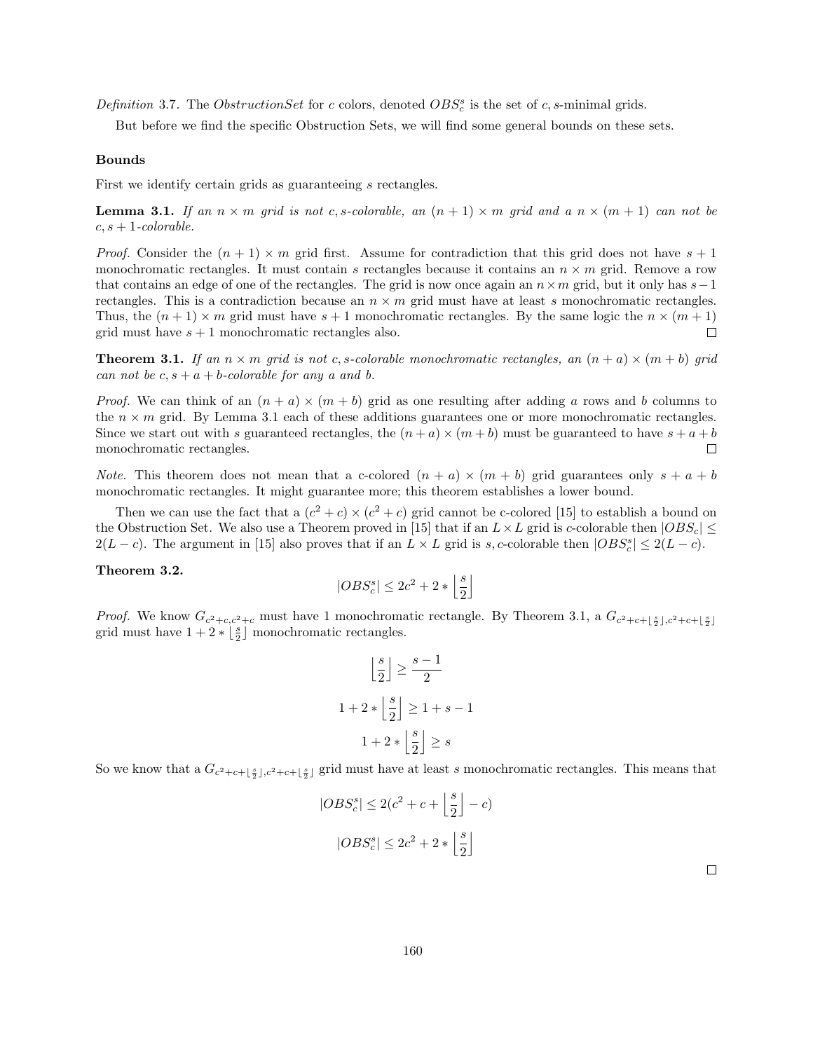*Definition* 3.7. The *ObstructionSet* for $c$ colors, denoted $OBS_c^s$ is the set of $c, s$-minimal grids.

But before we find the specific Obstruction Sets, we will find some general bounds on these sets.

**Bounds**

First we identify certain grids as guaranteeing $s$ rectangles.

**Lemma 3.1.** *If an $n \times m$ grid is not $c, s$-colorable, an $(n+1) \times m$ grid and a $n \times (m+1)$ can not be $c, s+1$-colorable.*

*Proof.* Consider the $(n+1) \times m$ grid first. Assume for contradiction that this grid does not have $s+1$ monochromatic rectangles. It must contain $s$ rectangles because it contains an $n \times m$ grid. Remove a row that contains an edge of one of the rectangles. The grid is now once again an $n \times m$ grid, but it only has $s-1$ rectangles. This is a contradiction because an $n \times m$ grid must have at least $s$ monochromatic rectangles. Thus, the $(n+1) \times m$ grid must have $s+1$ monochromatic rectangles. By the same logic the $n \times (m+1)$ grid must have $s+1$ monochromatic rectangles also. □

**Theorem 3.1.** *If an $n \times m$ grid is not $c, s$-colorable monochromatic rectangles, an $(n+a) \times (m+b)$ grid can not be $c, s+a+b$-colorable for any $a$ and $b$.*

*Proof.* We can think of an $(n+a) \times (m+b)$ grid as one resulting after adding $a$ rows and $b$ columns to the $n \times m$ grid. By Lemma 3.1 each of these additions guarantees one or more monochromatic rectangles. Since we start out with $s$ guaranteed rectangles, the $(n+a) \times (m+b)$ must be guaranteed to have $s+a+b$ monochromatic rectangles. □

*Note.* This theorem does not mean that a c-colored $(n+a) \times (m+b)$ grid guarantees only $s+a+b$ monochromatic rectangles. It might guarantee more; this theorem establishes a lower bound.

Then we can use the fact that a $(c^2+c) \times (c^2+c)$ grid cannot be c-colored [15] to establish a bound on the Obstruction Set. We also use a Theorem proved in [15] that if an $L \times L$ grid is $c$-colorable then $|OBS_c| \leq 2(L-c)$. The argument in [15] also proves that if an $L \times L$ grid is $s, c$-colorable then $|OBS_c^s| \leq 2(L-c)$.

**Theorem 3.2.**

$$|OBS_c^s| \leq 2c^2 + 2 * \left\lfloor \frac{s}{2} \right\rfloor$$

*Proof.* We know $G_{c^2+c, c^2+c}$ must have 1 monochromatic rectangle. By Theorem 3.1, a $G_{c^2+c+\lfloor \frac{s}{2} \rfloor, c^2+c+\lfloor \frac{s}{2} \rfloor}$ grid must have $1 + 2 * \lfloor \frac{s}{2} \rfloor$ monochromatic rectangles.

$$\left\lfloor \frac{s}{2} \right\rfloor \geq \frac{s-1}{2}$$

$$1 + 2 * \left\lfloor \frac{s}{2} \right\rfloor \geq 1 + s - 1$$

$$1 + 2 * \left\lfloor \frac{s}{2} \right\rfloor \geq s$$

So we know that a $G_{c^2+c+\lfloor \frac{s}{2} \rfloor, c^2+c+\lfloor \frac{s}{2} \rfloor}$ grid must have at least $s$ monochromatic rectangles. This means that

$$|OBS_c^s| \leq 2(c^2 + c + \left\lfloor \frac{s}{2} \right\rfloor - c)$$

$$|OBS_c^s| \leq 2c^2 + 2 * \left\lfloor \frac{s}{2} \right\rfloor$$

□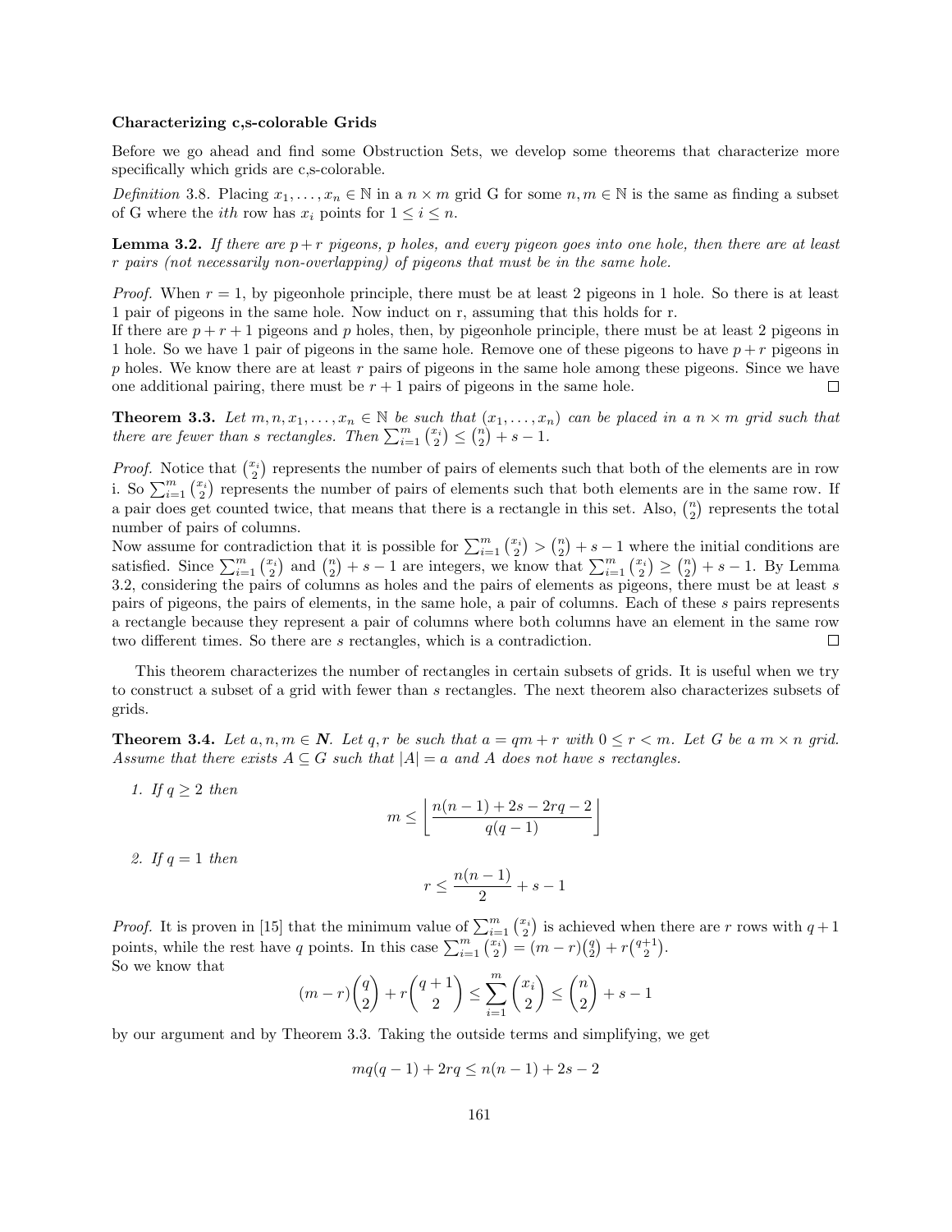**Characterizing c,s-colorable Grids**

Before we go ahead and find some Obstruction Sets, we develop some theorems that characterize more specifically which grids are c,s-colorable.

*Definition* 3.8. Placing $x_1, \ldots, x_n \in \mathbb{N}$ in a $n \times m$ grid G for some $n, m \in \mathbb{N}$ is the same as finding a subset of G where the $ith$ row has $x_i$ points for $1 \leq i \leq n$.

**Lemma 3.2.** *If there are $p + r$ pigeons, $p$ holes, and every pigeon goes into one hole, then there are at least $r$ pairs (not necessarily non-overlapping) of pigeons that must be in the same hole.*

*Proof.* When $r = 1$, by pigeonhole principle, there must be at least 2 pigeons in 1 hole. So there is at least 1 pair of pigeons in the same hole. Now induct on r, assuming that this holds for r.
If there are $p + r + 1$ pigeons and $p$ holes, then, by pigeonhole principle, there must be at least 2 pigeons in 1 hole. So we have 1 pair of pigeons in the same hole. Remove one of these pigeons to have $p + r$ pigeons in $p$ holes. We know there are at least $r$ pairs of pigeons in the same hole among these pigeons. Since we have one additional pairing, there must be $r + 1$ pairs of pigeons in the same hole. $\square$

**Theorem 3.3.** *Let $m, n, x_1, \ldots, x_n \in \mathbb{N}$ be such that $(x_1, \ldots, x_n)$ can be placed in a $n \times m$ grid such that there are fewer than $s$ rectangles. Then $\sum_{i=1}^{m} \binom{x_i}{2} \leq \binom{n}{2} + s - 1$.*

*Proof.* Notice that $\binom{x_i}{2}$ represents the number of pairs of elements such that both of the elements are in row i. So $\sum_{i=1}^{m} \binom{x_i}{2}$ represents the number of pairs of elements such that both elements are in the same row. If a pair does get counted twice, that means that there is a rectangle in this set. Also, $\binom{n}{2}$ represents the total number of pairs of columns.
Now assume for contradiction that it is possible for $\sum_{i=1}^{m} \binom{x_i}{2} > \binom{n}{2} + s - 1$ where the initial conditions are satisfied. Since $\sum_{i=1}^{m} \binom{x_i}{2}$ and $\binom{n}{2} + s - 1$ are integers, we know that $\sum_{i=1}^{m} \binom{x_i}{2} \geq \binom{n}{2} + s - 1$. By Lemma 3.2, considering the pairs of columns as holes and the pairs of elements as pigeons, there must be at least $s$ pairs of pigeons, the pairs of elements, in the same hole, a pair of columns. Each of these $s$ pairs represents a rectangle because they represent a pair of columns where both columns have an element in the same row two different times. So there are $s$ rectangles, which is a contradiction. $\square$

This theorem characterizes the number of rectangles in certain subsets of grids. It is useful when we try to construct a subset of a grid with fewer than $s$ rectangles. The next theorem also characterizes subsets of grids.

**Theorem 3.4.** *Let $a, n, m \in \boldsymbol{N}$. Let $q, r$ be such that $a = qm + r$ with $0 \leq r < m$. Let $G$ be a $m \times n$ grid. Assume that there exists $A \subseteq G$ such that $|A| = a$ and $A$ does not have $s$ rectangles.*

1. *If $q \geq 2$ then*
$$m \leq \left\lfloor \frac{n(n-1) + 2s - 2rq - 2}{q(q-1)} \right\rfloor$$

2. *If $q = 1$ then*
$$r \leq \frac{n(n-1)}{2} + s - 1$$

*Proof.* It is proven in [15] that the minimum value of $\sum_{i=1}^{m} \binom{x_i}{2}$ is achieved when there are $r$ rows with $q+1$ points, while the rest have $q$ points. In this case $\sum_{i=1}^{m} \binom{x_i}{2} = (m-r)\binom{q}{2} + r\binom{q+1}{2}$.
So we know that

$$(m-r)\binom{q}{2} + r\binom{q+1}{2} \leq \sum_{i=1}^{m} \binom{x_i}{2} \leq \binom{n}{2} + s - 1$$

by our argument and by Theorem 3.3. Taking the outside terms and simplifying, we get

$$mq(q-1) + 2rq \leq n(n-1) + 2s - 2$$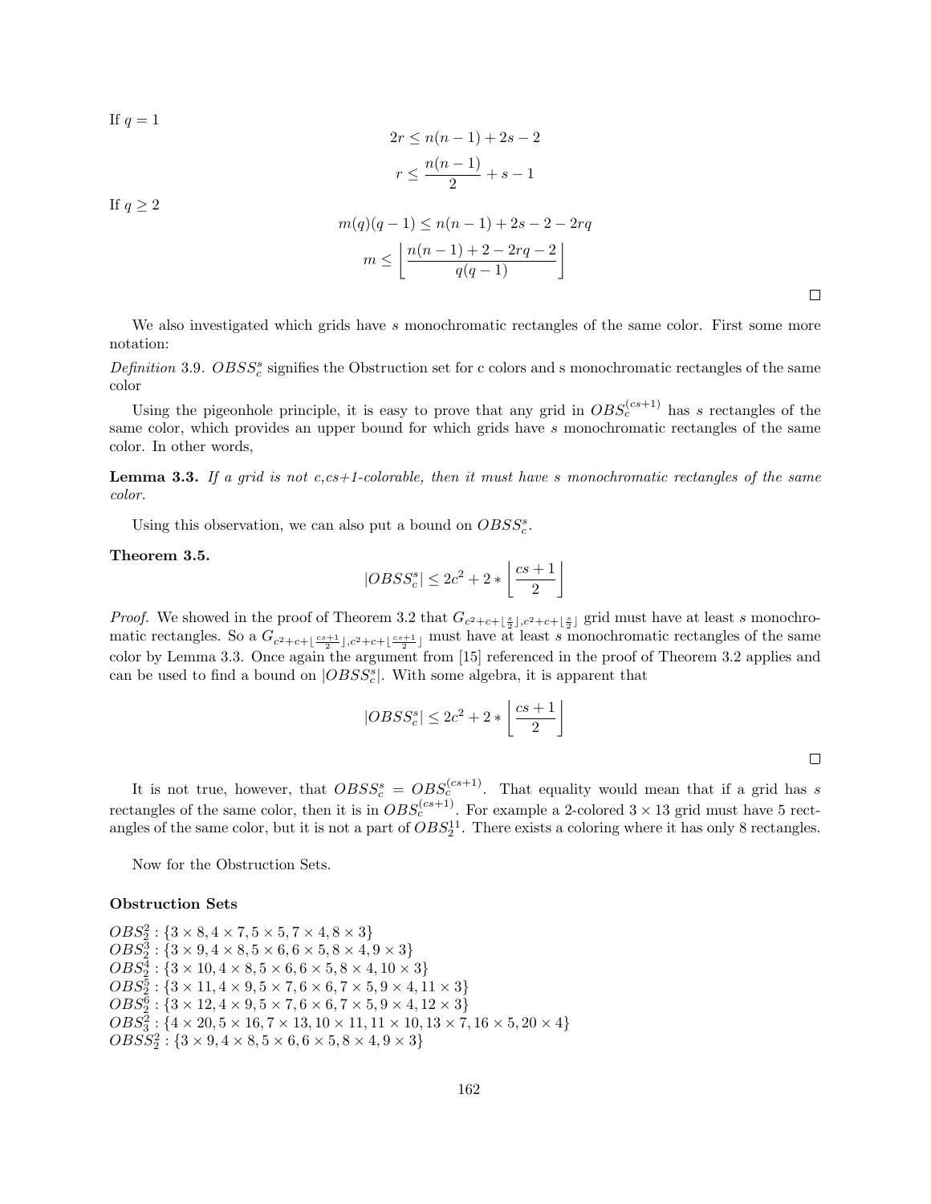If $q = 1$

$$2r \leq n(n-1) + 2s - 2$$

$$r \leq \frac{n(n-1)}{2} + s - 1$$

If $q \geq 2$

$$m(q)(q-1) \leq n(n-1) + 2s - 2 - 2rq$$

$$m \leq \left\lfloor \frac{n(n-1) + 2 - 2rq - 2}{q(q-1)} \right\rfloor$$

□

We also investigated which grids have $s$ monochromatic rectangles of the same color. First some more notation:

*Definition* 3.9. $OBSS_c^s$ signifies the Obstruction set for c colors and s monochromatic rectangles of the same color

Using the pigeonhole principle, it is easy to prove that any grid in $OBS_c^{(cs+1)}$ has $s$ rectangles of the same color, which provides an upper bound for which grids have $s$ monochromatic rectangles of the same color. In other words,

**Lemma 3.3.** *If a grid is not c,cs+1-colorable, then it must have s monochromatic rectangles of the same color.*

Using this observation, we can also put a bound on $OBSS_c^s$.

**Theorem 3.5.**

$$|OBSS_c^s| \leq 2c^2 + 2 * \left\lfloor \frac{cs+1}{2} \right\rfloor$$

*Proof.* We showed in the proof of Theorem 3.2 that $G_{c^2+c+\lfloor \frac{s}{2} \rfloor, c^2+c+\lfloor \frac{s}{2} \rfloor}$ grid must have at least $s$ monochromatic rectangles. So a $G_{c^2+c+\lfloor \frac{cs+1}{2} \rfloor, c^2+c+\lfloor \frac{cs+1}{2} \rfloor}$ must have at least $s$ monochromatic rectangles of the same color by Lemma 3.3. Once again the argument from [15] referenced in the proof of Theorem 3.2 applies and can be used to find a bound on $|OBSS_c^s|$. With some algebra, it is apparent that

$$|OBSS_c^s| \leq 2c^2 + 2 * \left\lfloor \frac{cs+1}{2} \right\rfloor$$

□

It is not true, however, that $OBSS_c^s = OBS_c^{(cs+1)}$. That equality would mean that if a grid has $s$ rectangles of the same color, then it is in $OBS_c^{(cs+1)}$. For example a 2-colored $3 \times 13$ grid must have 5 rectangles of the same color, but it is not a part of $OBS_2^{11}$. There exists a coloring where it has only 8 rectangles.

Now for the Obstruction Sets.

### Obstruction Sets

$OBS_2^2 : \{3 \times 8, 4 \times 7, 5 \times 5, 7 \times 4, 8 \times 3\}$
$OBS_2^3 : \{3 \times 9, 4 \times 8, 5 \times 6, 6 \times 5, 8 \times 4, 9 \times 3\}$
$OBS_2^4 : \{3 \times 10, 4 \times 8, 5 \times 6, 6 \times 5, 8 \times 4, 10 \times 3\}$
$OBS_2^5 : \{3 \times 11, 4 \times 9, 5 \times 7, 6 \times 6, 7 \times 5, 9 \times 4, 11 \times 3\}$
$OBS_2^6 : \{3 \times 12, 4 \times 9, 5 \times 7, 6 \times 6, 7 \times 5, 9 \times 4, 12 \times 3\}$
$OBS_3^2 : \{4 \times 20, 5 \times 16, 7 \times 13, 10 \times 11, 11 \times 10, 13 \times 7, 16 \times 5, 20 \times 4\}$
$OBSS_2^2 : \{3 \times 9, 4 \times 8, 5 \times 6, 6 \times 5, 8 \times 4, 9 \times 3\}$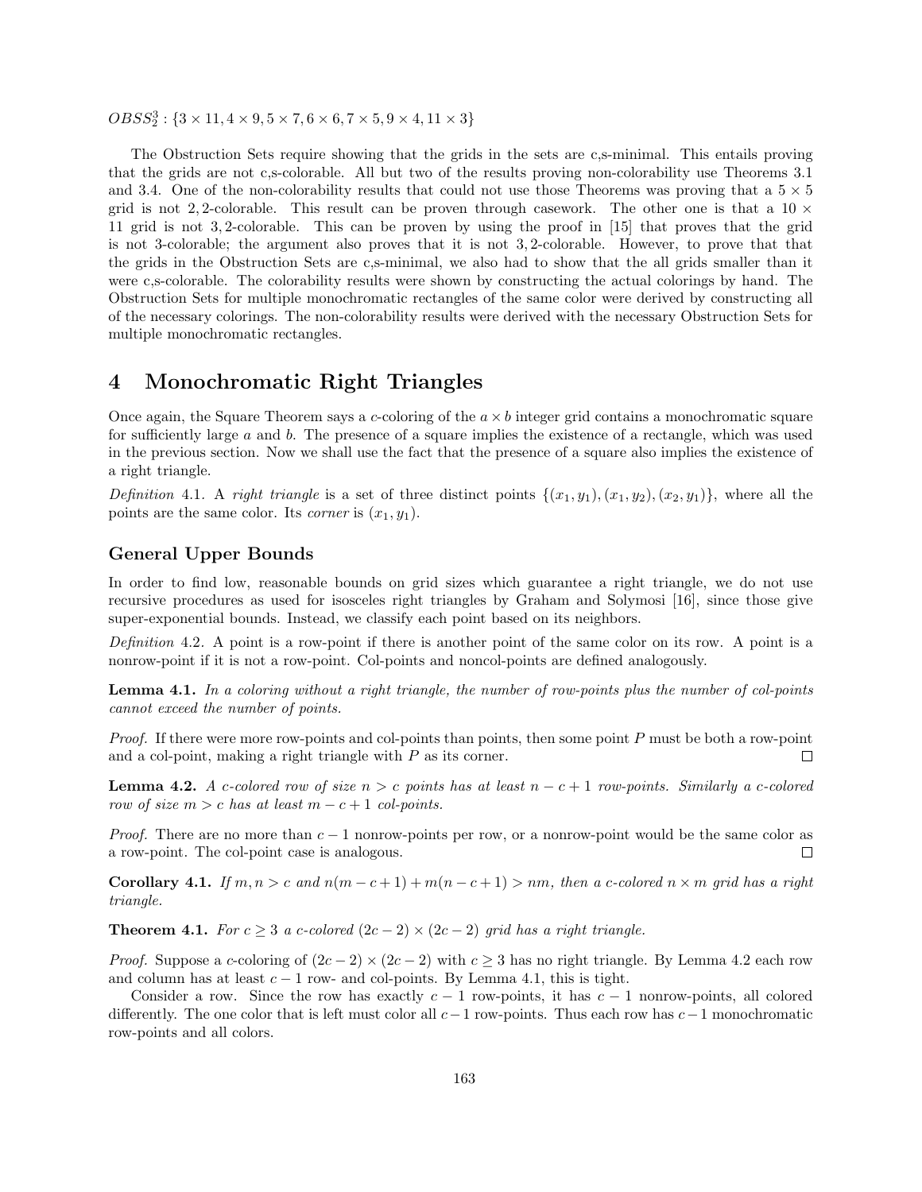$OBSS_2^3 : \{3 \times 11, 4 \times 9, 5 \times 7, 6 \times 6, 7 \times 5, 9 \times 4, 11 \times 3\}$

The Obstruction Sets require showing that the grids in the sets are c,s-minimal. This entails proving that the grids are not c,s-colorable. All but two of the results proving non-colorability use Theorems 3.1 and 3.4. One of the non-colorability results that could not use those Theorems was proving that a $5 \times 5$ grid is not 2, 2-colorable. This result can be proven through casework. The other one is that a $10 \times 11$ grid is not 3, 2-colorable. This can be proven by using the proof in [15] that proves that the grid is not 3-colorable; the argument also proves that it is not 3, 2-colorable. However, to prove that that the grids in the Obstruction Sets are c,s-minimal, we also had to show that the all grids smaller than it were c,s-colorable. The colorability results were shown by constructing the actual colorings by hand. The Obstruction Sets for multiple monochromatic rectangles of the same color were derived by constructing all of the necessary colorings. The non-colorability results were derived with the necessary Obstruction Sets for multiple monochromatic rectangles.

# 4 Monochromatic Right Triangles

Once again, the Square Theorem says a $c$-coloring of the $a \times b$ integer grid contains a monochromatic square for sufficiently large $a$ and $b$. The presence of a square implies the existence of a rectangle, which was used in the previous section. Now we shall use the fact that the presence of a square also implies the existence of a right triangle.

*Definition* 4.1. A *right triangle* is a set of three distinct points $\{(x_1, y_1), (x_1, y_2), (x_2, y_1)\}$, where all the points are the same color. Its *corner* is $(x_1, y_1)$.

### General Upper Bounds

In order to find low, reasonable bounds on grid sizes which guarantee a right triangle, we do not use recursive procedures as used for isosceles right triangles by Graham and Solymosi [16], since those give super-exponential bounds. Instead, we classify each point based on its neighbors.

*Definition* 4.2. A point is a row-point if there is another point of the same color on its row. A point is a nonrow-point if it is not a row-point. Col-points and noncol-points are defined analogously.

**Lemma 4.1.** *In a coloring without a right triangle, the number of row-points plus the number of col-points cannot exceed the number of points.*

*Proof.* If there were more row-points and col-points than points, then some point $P$ must be both a row-point and a col-point, making a right triangle with $P$ as its corner. □

**Lemma 4.2.** *A c-colored row of size $n > c$ points has at least $n - c + 1$ row-points. Similarly a c-colored row of size $m > c$ has at least $m - c + 1$ col-points.*

*Proof.* There are no more than $c - 1$ nonrow-points per row, or a nonrow-point would be the same color as a row-point. The col-point case is analogous. □

**Corollary 4.1.** *If $m, n > c$ and $n(m - c + 1) + m(n - c + 1) > nm$, then a c-colored $n \times m$ grid has a right triangle.*

**Theorem 4.1.** *For $c \geq 3$ a c-colored $(2c - 2) \times (2c - 2)$ grid has a right triangle.*

*Proof.* Suppose a $c$-coloring of $(2c - 2) \times (2c - 2)$ with $c \geq 3$ has no right triangle. By Lemma 4.2 each row and column has at least $c - 1$ row- and col-points. By Lemma 4.1, this is tight.

Consider a row. Since the row has exactly $c - 1$ row-points, it has $c - 1$ nonrow-points, all colored differently. The one color that is left must color all $c - 1$ row-points. Thus each row has $c - 1$ monochromatic row-points and all colors.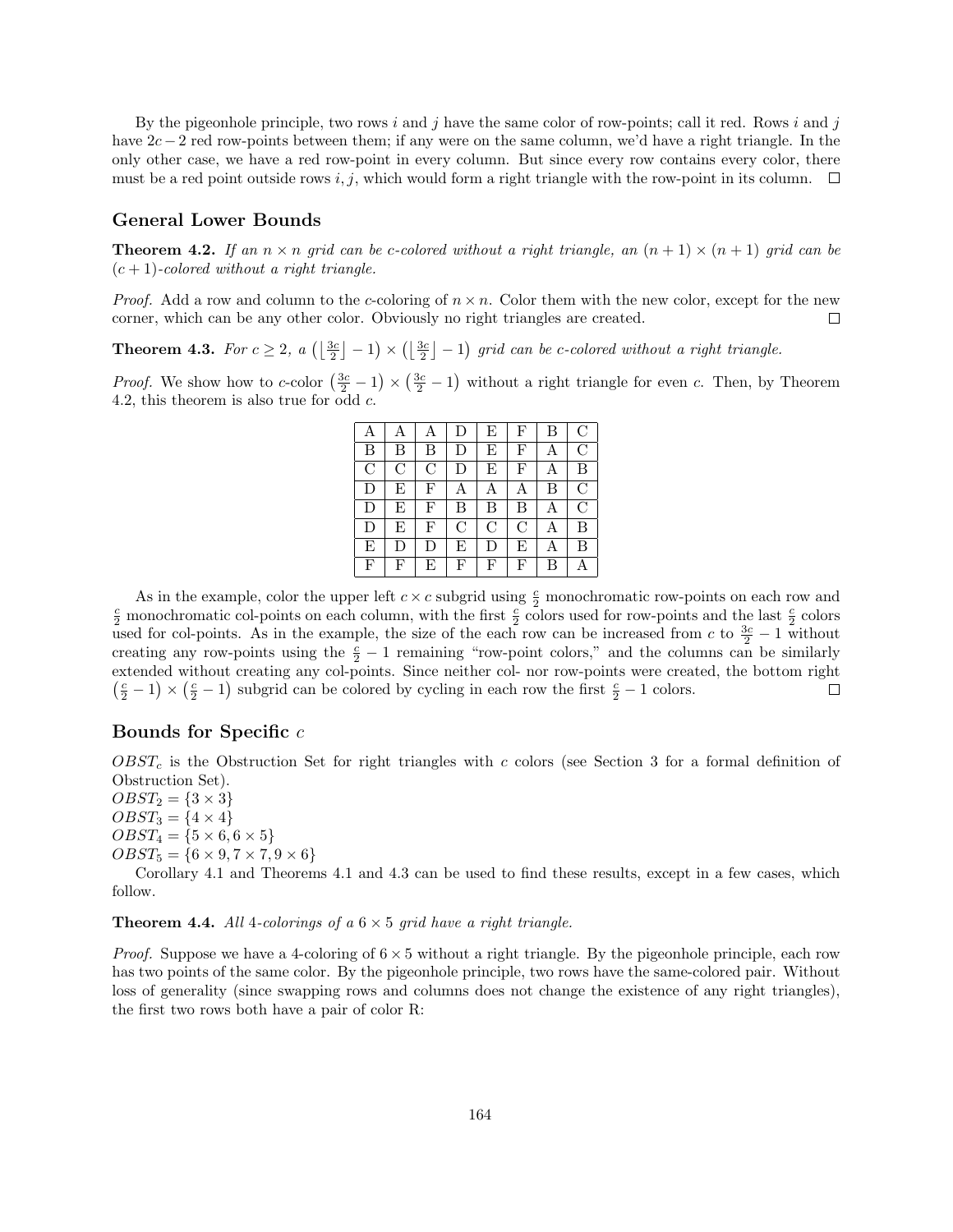By the pigeonhole principle, two rows $i$ and $j$ have the same color of row-points; call it red. Rows $i$ and $j$ have $2c-2$ red row-points between them; if any were on the same column, we'd have a right triangle. In the only other case, we have a red row-point in every column. But since every row contains every color, there must be a red point outside rows $i, j$, which would form a right triangle with the row-point in its column. $\square$

### General Lower Bounds

**Theorem 4.2.** *If an $n \times n$ grid can be $c$-colored without a right triangle, an $(n+1) \times (n+1)$ grid can be $(c+1)$-colored without a right triangle.*

*Proof.* Add a row and column to the $c$-coloring of $n \times n$. Color them with the new color, except for the new corner, which can be any other color. Obviously no right triangles are created. $\square$

**Theorem 4.3.** *For $c \geq 2$, a $\left(\lfloor \frac{3c}{2} \rfloor - 1\right) \times \left(\lfloor \frac{3c}{2} \rfloor - 1\right)$ grid can be $c$-colored without a right triangle.*

*Proof.* We show how to $c$-color $\left(\frac{3c}{2} - 1\right) \times \left(\frac{3c}{2} - 1\right)$ without a right triangle for even $c$. Then, by Theorem 4.2, this theorem is also true for odd $c$.

| | | | | | | | |
|---|---|---|---|---|---|---|---|
| A | A | A | D | E | F | B | C |
| B | B | B | D | E | F | A | C |
| C | C | C | D | E | F | A | B |
| D | E | F | A | A | A | B | C |
| D | E | F | B | B | B | A | C |
| D | E | F | C | C | C | A | B |
| E | D | D | E | D | E | A | B |
| F | F | E | F | F | F | B | A |

As in the example, color the upper left $c \times c$ subgrid using $\frac{c}{2}$ monochromatic row-points on each row and $\frac{c}{2}$ monochromatic col-points on each column, with the first $\frac{c}{2}$ colors used for row-points and the last $\frac{c}{2}$ colors used for col-points. As in the example, the size of the each row can be increased from $c$ to $\frac{3c}{2} - 1$ without creating any row-points using the $\frac{c}{2} - 1$ remaining "row-point colors," and the columns can be similarly extended without creating any col-points. Since neither col- nor row-points were created, the bottom right $\left(\frac{c}{2} - 1\right) \times \left(\frac{c}{2} - 1\right)$ subgrid can be colored by cycling in each row the first $\frac{c}{2} - 1$ colors. $\square$

### Bounds for Specific $c$

$OBST_c$ is the Obstruction Set for right triangles with $c$ colors (see Section 3 for a formal definition of Obstruction Set).
$OBST_2 = \{3 \times 3\}$
$OBST_3 = \{4 \times 4\}$
$OBST_4 = \{5 \times 6, 6 \times 5\}$
$OBST_5 = \{6 \times 9, 7 \times 7, 9 \times 6\}$

Corollary 4.1 and Theorems 4.1 and 4.3 can be used to find these results, except in a few cases, which follow.

**Theorem 4.4.** *All 4-colorings of a $6 \times 5$ grid have a right triangle.*

*Proof.* Suppose we have a 4-coloring of $6 \times 5$ without a right triangle. By the pigeonhole principle, each row has two points of the same color. By the pigeonhole principle, two rows have the same-colored pair. Without loss of generality (since swapping rows and columns does not change the existence of any right triangles), the first two rows both have a pair of color R: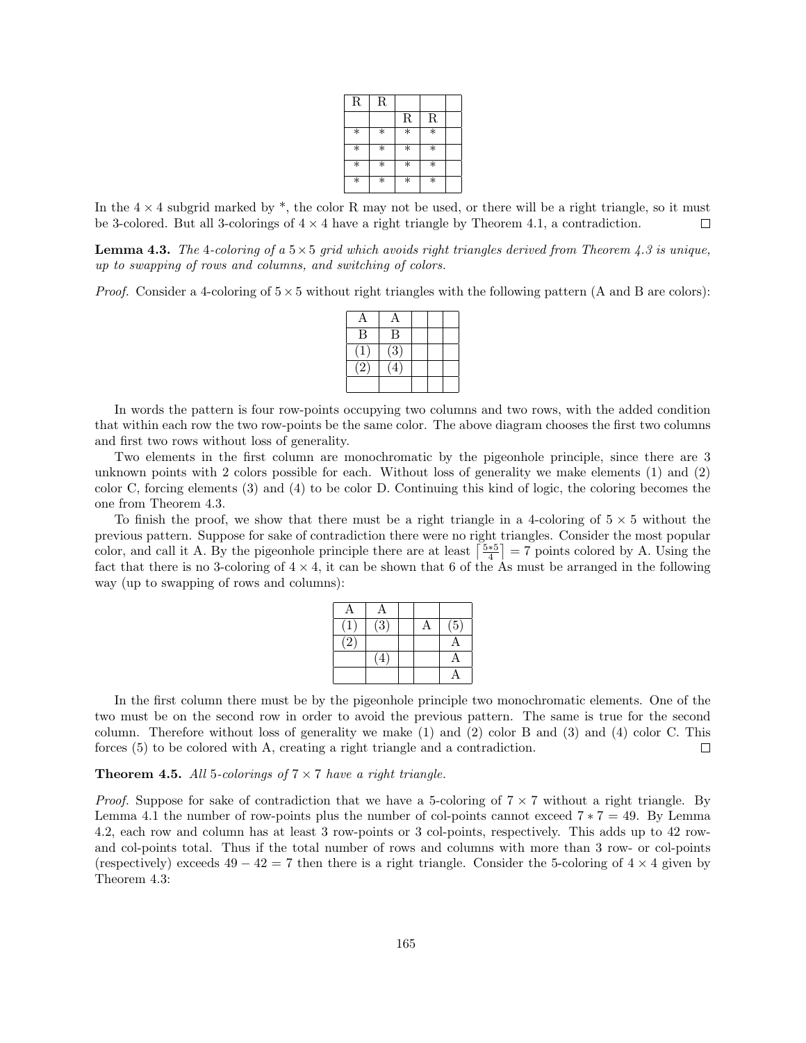| R | R | | | |
|---|---|---|---|---|
| | | R | R | |
| * | * | * | * | |
| * | * | * | * | |
| * | * | * | * | |
| * | * | * | * | |

In the $4 \times 4$ subgrid marked by *, the color R may not be used, or there will be a right triangle, so it must be 3-colored. But all 3-colorings of $4 \times 4$ have a right triangle by Theorem 4.1, a contradiction. □

**Lemma 4.3.** *The* 4*-coloring of a* $5 \times 5$ *grid which avoids right triangles derived from Theorem 4.3 is unique, up to swapping of rows and columns, and switching of colors.*

*Proof.* Consider a 4-coloring of $5 \times 5$ without right triangles with the following pattern (A and B are colors):

| A | A | | | |
|---|---|---|---|---|
| B | B | | | |
| (1) | (3) | | | |
| (2) | (4) | | | |
| | | | | |

In words the pattern is four row-points occupying two columns and two rows, with the added condition that within each row the two row-points be the same color. The above diagram chooses the first two columns and first two rows without loss of generality.

Two elements in the first column are monochromatic by the pigeonhole principle, since there are 3 unknown points with 2 colors possible for each. Without loss of generality we make elements (1) and (2) color C, forcing elements (3) and (4) to be color D. Continuing this kind of logic, the coloring becomes the one from Theorem 4.3.

To finish the proof, we show that there must be a right triangle in a 4-coloring of $5 \times 5$ without the previous pattern. Suppose for sake of contradiction there were no right triangles. Consider the most popular color, and call it A. By the pigeonhole principle there are at least $\left\lceil \frac{5*5}{4} \right\rceil = 7$ points colored by A. Using the fact that there is no 3-coloring of $4 \times 4$, it can be shown that 6 of the As must be arranged in the following way (up to swapping of rows and columns):

| A | A | | | |
|---|---|---|---|---|
| (1) | (3) | | A | (5) |
| (2) | | | | A |
| | (4) | | | A |
| | | | | A |

In the first column there must be by the pigeonhole principle two monochromatic elements. One of the two must be on the second row in order to avoid the previous pattern. The same is true for the second column. Therefore without loss of generality we make (1) and (2) color B and (3) and (4) color C. This forces (5) to be colored with A, creating a right triangle and a contradiction. □

**Theorem 4.5.** *All* 5*-colorings of* $7 \times 7$ *have a right triangle.*

*Proof.* Suppose for sake of contradiction that we have a 5-coloring of $7 \times 7$ without a right triangle. By Lemma 4.1 the number of row-points plus the number of col-points cannot exceed $7 * 7 = 49$. By Lemma 4.2, each row and column has at least 3 row-points or 3 col-points, respectively. This adds up to 42 row- and col-points total. Thus if the total number of rows and columns with more than 3 row- or col-points (respectively) exceeds $49 - 42 = 7$ then there is a right triangle. Consider the 5-coloring of $4 \times 4$ given by Theorem 4.3: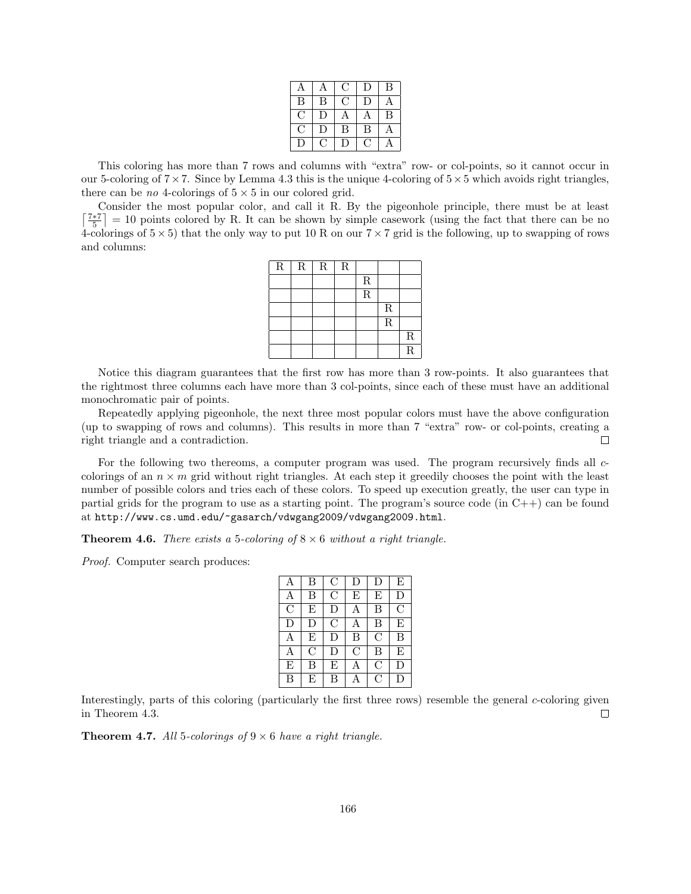| A | A | C | D | B |
|---|---|---|---|---|
| B | B | C | D | A |
| C | D | A | A | B |
| C | D | B | B | A |
| D | C | D | C | A |

This coloring has more than 7 rows and columns with "extra" row- or col-points, so it cannot occur in our 5-coloring of $7 \times 7$. Since by Lemma 4.3 this is the unique 4-coloring of $5 \times 5$ which avoids right triangles, there can be *no* 4-colorings of $5 \times 5$ in our colored grid.

Consider the most popular color, and call it R. By the pigeonhole principle, there must be at least $\lceil \frac{7*7}{5} \rceil = 10$ points colored by R. It can be shown by simple casework (using the fact that there can be no 4-colorings of $5 \times 5$) that the only way to put 10 R on our $7 \times 7$ grid is the following, up to swapping of rows and columns:

| R | R | R | R | | | |
|---|---|---|---|---|---|---|
| | | | | R | | |
| | | | | R | | |
| | | | | | R | |
| | | | | | R | |
| | | | | | | R |
| | | | | | | R |

Notice this diagram guarantees that the first row has more than 3 row-points. It also guarantees that the rightmost three columns each have more than 3 col-points, since each of these must have an additional monochromatic pair of points.

Repeatedly applying pigeonhole, the next three most popular colors must have the above configuration (up to swapping of rows and columns). This results in more than 7 "extra" row- or col-points, creating a right triangle and a contradiction. □

For the following two thereoms, a computer program was used. The program recursively finds all $c$-colorings of an $n \times m$ grid without right triangles. At each step it greedily chooses the point with the least number of possible colors and tries each of these colors. To speed up execution greatly, the user can type in partial grids for the program to use as a starting point. The program's source code (in C++) can be found at `http://www.cs.umd.edu/~gasarch/vdwgang2009/vdwgang2009.html`.

**Theorem 4.6.** *There exists a 5-coloring of $8 \times 6$ without a right triangle.*

*Proof.* Computer search produces:

| A | B | C | D | D | E |
|---|---|---|---|---|---|
| A | B | C | E | E | D |
| C | E | D | A | B | C |
| D | D | C | A | B | E |
| A | E | D | B | C | B |
| A | C | D | C | B | E |
| E | B | E | A | C | D |
| B | E | B | A | C | D |

Interestingly, parts of this coloring (particularly the first three rows) resemble the general $c$-coloring given in Theorem 4.3. □

**Theorem 4.7.** *All 5-colorings of $9 \times 6$ have a right triangle.*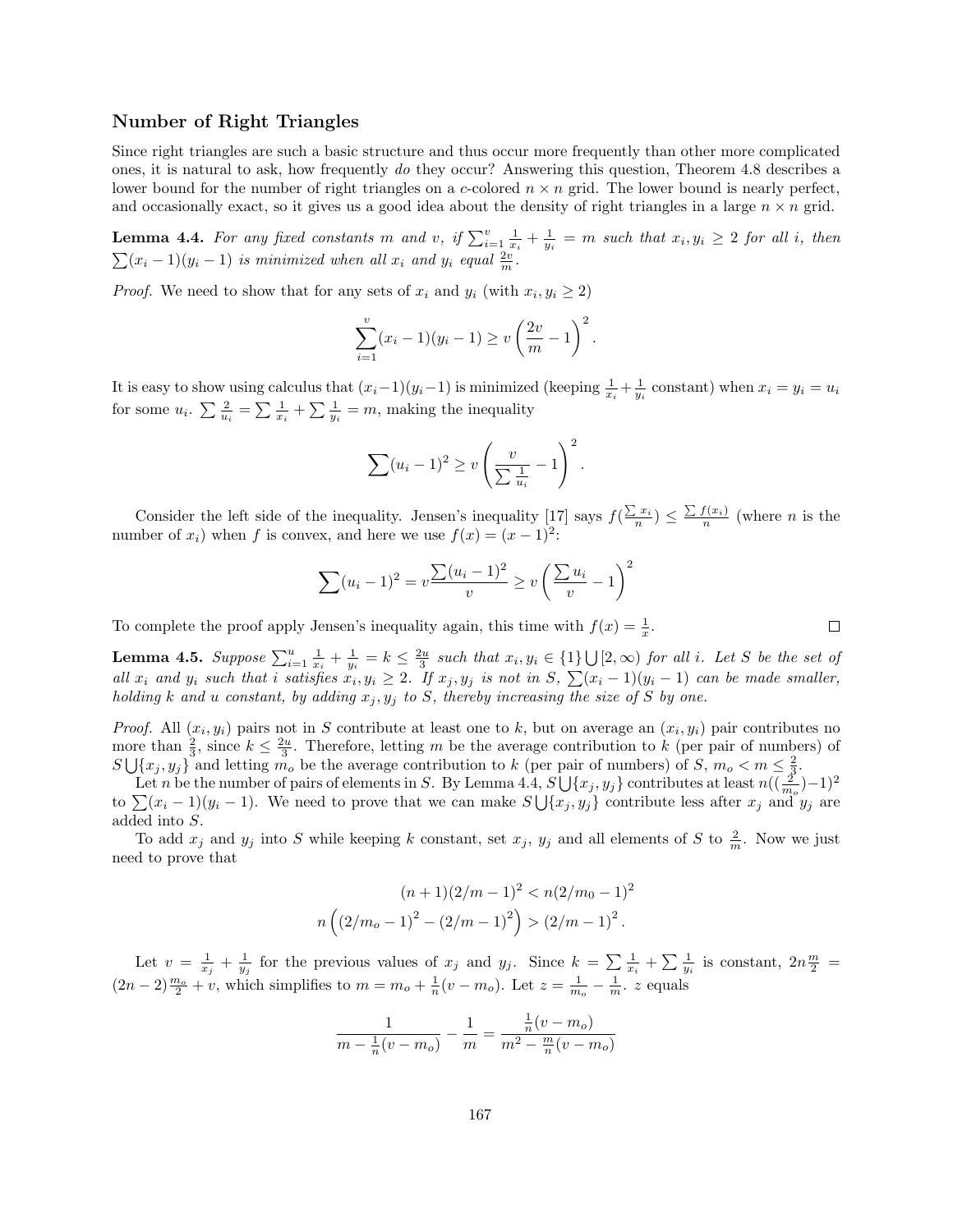## Number of Right Triangles

Since right triangles are such a basic structure and thus occur more frequently than other more complicated ones, it is natural to ask, how frequently *do* they occur? Answering this question, Theorem 4.8 describes a lower bound for the number of right triangles on a $c$-colored $n \times n$ grid. The lower bound is nearly perfect, and occasionally exact, so it gives us a good idea about the density of right triangles in a large $n \times n$ grid.

**Lemma 4.4.** *For any fixed constants $m$ and $v$, if $\sum_{i=1}^{v} \frac{1}{x_i} + \frac{1}{y_i} = m$ such that $x_i, y_i \geq 2$ for all $i$, then $\sum (x_i - 1)(y_i - 1)$ is minimized when all $x_i$ and $y_i$ equal $\frac{2v}{m}$.*

*Proof.* We need to show that for any sets of $x_i$ and $y_i$ (with $x_i, y_i \geq 2$)

$$\sum_{i=1}^{v} (x_i - 1)(y_i - 1) \geq v \left( \frac{2v}{m} - 1 \right)^2.$$

It is easy to show using calculus that $(x_i - 1)(y_i - 1)$ is minimized (keeping $\frac{1}{x_i} + \frac{1}{y_i}$ constant) when $x_i = y_i = u_i$ for some $u_i$. $\sum \frac{2}{u_i} = \sum \frac{1}{x_i} + \sum \frac{1}{y_i} = m$, making the inequality

$$\sum (u_i - 1)^2 \geq v \left( \frac{v}{\sum \frac{1}{u_i}} - 1 \right)^2.$$

Consider the left side of the inequality. Jensen's inequality [17] says $f(\frac{\sum x_i}{n}) \leq \frac{\sum f(x_i)}{n}$ (where $n$ is the number of $x_i$) when $f$ is convex, and here we use $f(x) = (x-1)^2$:

$$\sum (u_i - 1)^2 = v \frac{\sum (u_i - 1)^2}{v} \geq v \left( \frac{\sum u_i}{v} - 1 \right)^2$$

To complete the proof apply Jensen's inequality again, this time with $f(x) = \frac{1}{x}$. $\square$

**Lemma 4.5.** *Suppose $\sum_{i=1}^{u} \frac{1}{x_i} + \frac{1}{y_i} = k \leq \frac{2u}{3}$ such that $x_i, y_i \in \{1\} \bigcup [2, \infty)$ for all $i$. Let $S$ be the set of all $x_i$ and $y_i$ such that $i$ satisfies $x_i, y_i \geq 2$. If $x_j, y_j$ is not in $S$, $\sum (x_i - 1)(y_i - 1)$ can be made smaller, holding $k$ and $u$ constant, by adding $x_j, y_j$ to $S$, thereby increasing the size of $S$ by one.*

*Proof.* All $(x_i, y_i)$ pairs not in $S$ contribute at least one to $k$, but on average an $(x_i, y_i)$ pair contributes no more than $\frac{2}{3}$, since $k \leq \frac{2u}{3}$. Therefore, letting $m$ be the average contribution to $k$ (per pair of numbers) of $S \bigcup \{x_j, y_j\}$ and letting $m_o$ be the average contribution to $k$ (per pair of numbers) of $S$, $m_o < m \leq \frac{2}{3}$.

Let $n$ be the number of pairs of elements in $S$. By Lemma 4.4, $S \bigcup \{x_j, y_j\}$ contributes at least $n((\frac{2}{m_o}) - 1)^2$ to $\sum (x_i - 1)(y_i - 1)$. We need to prove that we can make $S \bigcup \{x_j, y_j\}$ contribute less after $x_j$ and $y_j$ are added into $S$.

To add $x_j$ and $y_j$ into $S$ while keeping $k$ constant, set $x_j$, $y_j$ and all elements of $S$ to $\frac{2}{m}$. Now we just need to prove that

$$(n+1)(2/m - 1)^2 < n(2/m_0 - 1)^2$$
$$n \left( (2/m_o - 1)^2 - (2/m - 1)^2 \right) > (2/m - 1)^2.$$

Let $v = \frac{1}{x_j} + \frac{1}{y_j}$ for the previous values of $x_j$ and $y_j$. Since $k = \sum \frac{1}{x_i} + \sum \frac{1}{y_i}$ is constant, $2n \frac{m}{2} = (2n-2) \frac{m_o}{2} + v$, which simplifies to $m = m_o + \frac{1}{n}(v - m_o)$. Let $z = \frac{1}{m_o} - \frac{1}{m}$. $z$ equals

$$\frac{1}{m - \frac{1}{n}(v - m_o)} - \frac{1}{m} = \frac{\frac{1}{n}(v - m_o)}{m^2 - \frac{m}{n}(v - m_o)}$$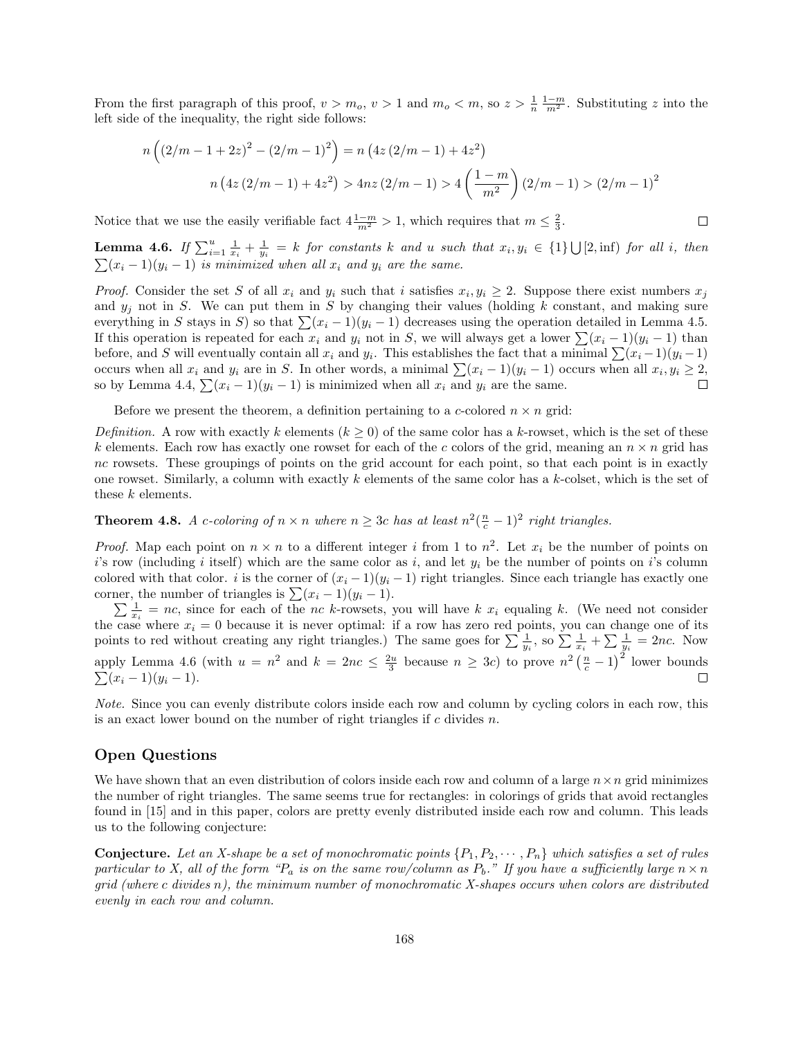From the first paragraph of this proof, $v > m_o$, $v > 1$ and $m_o < m$, so $z > \frac{1}{n}\frac{1-m}{m^2}$. Substituting $z$ into the left side of the inequality, the right side follows:

$$n\left((2/m-1+2z)^2-(2/m-1)^2\right) = n\left(4z\,(2/m-1)+4z^2\right)$$

$$n\left(4z\,(2/m-1)+4z^2\right) > 4nz\,(2/m-1) > 4\left(\frac{1-m}{m^2}\right)(2/m-1) > (2/m-1)^2$$

Notice that we use the easily verifiable fact $4\frac{1-m}{m^2} > 1$, which requires that $m \leq \frac{2}{3}$. □

**Lemma 4.6.** *If $\sum_{i=1}^{u} \frac{1}{x_i} + \frac{1}{y_i} = k$ for constants $k$ and $u$ such that $x_i, y_i \in \{1\} \bigcup [2, \inf)$ for all $i$, then $\sum(x_i-1)(y_i-1)$ is minimized when all $x_i$ and $y_i$ are the same.*

*Proof.* Consider the set $S$ of all $x_i$ and $y_i$ such that $i$ satisfies $x_i, y_i \geq 2$. Suppose there exist numbers $x_j$ and $y_j$ not in $S$. We can put them in $S$ by changing their values (holding $k$ constant, and making sure everything in $S$ stays in $S$) so that $\sum(x_i-1)(y_i-1)$ decreases using the operation detailed in Lemma 4.5. If this operation is repeated for each $x_i$ and $y_i$ not in $S$, we will always get a lower $\sum(x_i-1)(y_i-1)$ than before, and $S$ will eventually contain all $x_i$ and $y_i$. This establishes the fact that a minimal $\sum(x_i-1)(y_i-1)$ occurs when all $x_i$ and $y_i$ are in $S$. In other words, a minimal $\sum(x_i-1)(y_i-1)$ occurs when all $x_i, y_i \geq 2$, so by Lemma 4.4, $\sum(x_i-1)(y_i-1)$ is minimized when all $x_i$ and $y_i$ are the same. □

Before we present the theorem, a definition pertaining to a $c$-colored $n \times n$ grid:

*Definition.* A row with exactly $k$ elements ($k \geq 0$) of the same color has a $k$-rowset, which is the set of these $k$ elements. Each row has exactly one rowset for each of the $c$ colors of the grid, meaning an $n \times n$ grid has $nc$ rowsets. These groupings of points on the grid account for each point, so that each point is in exactly one rowset. Similarly, a column with exactly $k$ elements of the same color has a $k$-colset, which is the set of these $k$ elements.

**Theorem 4.8.** *A $c$-coloring of $n \times n$ where $n \geq 3c$ has at least $n^2(\frac{n}{c}-1)^2$ right triangles.*

*Proof.* Map each point on $n \times n$ to a different integer $i$ from 1 to $n^2$. Let $x_i$ be the number of points on $i$'s row (including $i$ itself) which are the same color as $i$, and let $y_i$ be the number of points on $i$'s column colored with that color. $i$ is the corner of $(x_i-1)(y_i-1)$ right triangles. Since each triangle has exactly one corner, the number of triangles is $\sum(x_i-1)(y_i-1)$.

$\sum \frac{1}{x_i} = nc$, since for each of the $nc$ $k$-rowsets, you will have $k$ $x_i$ equaling $k$. (We need not consider the case where $x_i = 0$ because it is never optimal: if a row has zero red points, you can change one of its points to red without creating any right triangles.) The same goes for $\sum \frac{1}{y_i}$, so $\sum \frac{1}{x_i} + \sum \frac{1}{y_i} = 2nc$. Now apply Lemma 4.6 (with $u = n^2$ and $k = 2nc \leq \frac{2u}{3}$ because $n \geq 3c$) to prove $n^2\left(\frac{n}{c}-1\right)^2$ lower bounds $\sum(x_i-1)(y_i-1)$. □

*Note.* Since you can evenly distribute colors inside each row and column by cycling colors in each row, this is an exact lower bound on the number of right triangles if $c$ divides $n$.

## Open Questions

We have shown that an even distribution of colors inside each row and column of a large $n \times n$ grid minimizes the number of right triangles. The same seems true for rectangles: in colorings of grids that avoid rectangles found in [15] and in this paper, colors are pretty evenly distributed inside each row and column. This leads us to the following conjecture:

**Conjecture.** *Let an X-shape be a set of monochromatic points $\{P_1, P_2, \cdots, P_n\}$ which satisfies a set of rules particular to X, all of the form "$P_a$ is on the same row/column as $P_b$." If you have a sufficiently large $n \times n$ grid (where $c$ divides $n$), the minimum number of monochromatic X-shapes occurs when colors are distributed evenly in each row and column.*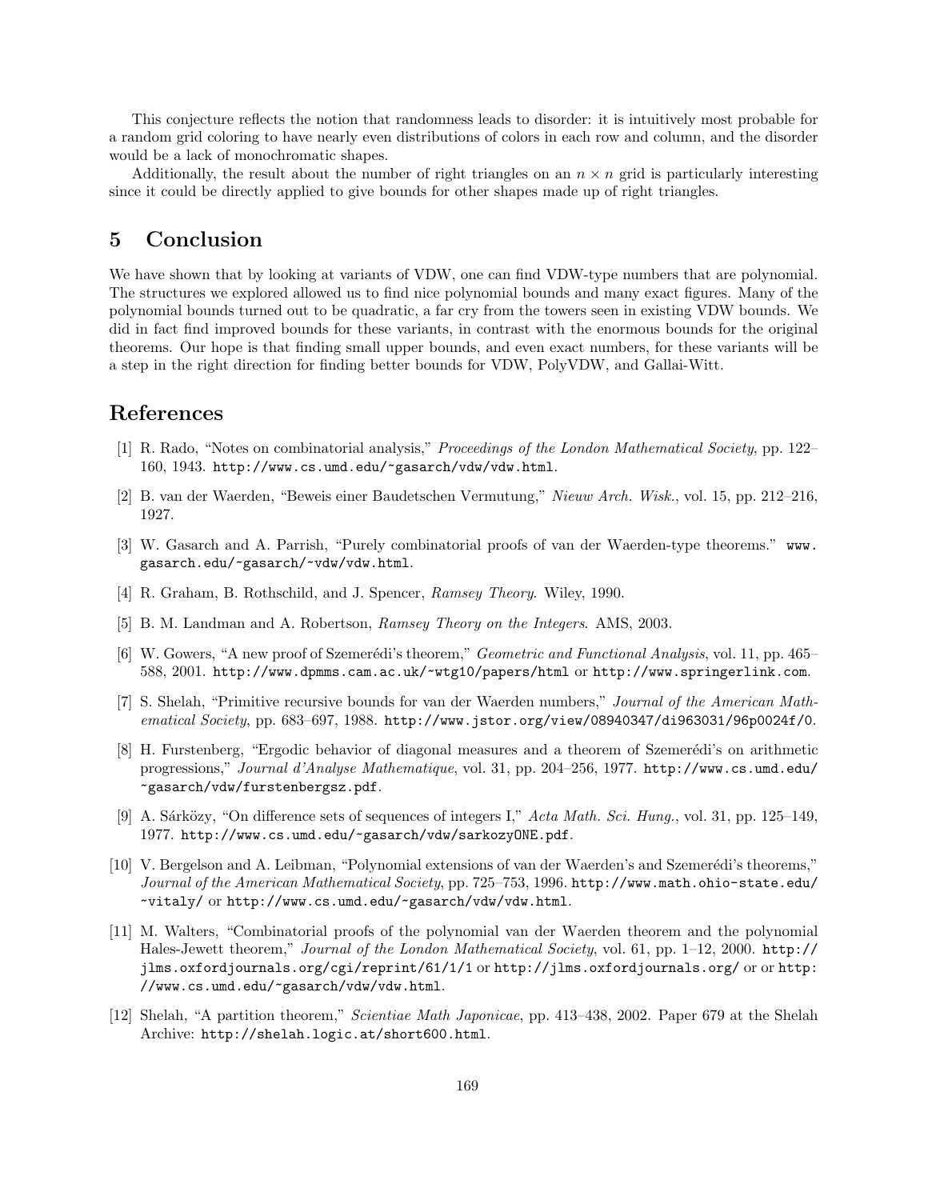This conjecture reflects the notion that randomness leads to disorder: it is intuitively most probable for a random grid coloring to have nearly even distributions of colors in each row and column, and the disorder would be a lack of monochromatic shapes.

Additionally, the result about the number of right triangles on an $n \times n$ grid is particularly interesting since it could be directly applied to give bounds for other shapes made up of right triangles.

## 5 Conclusion

We have shown that by looking at variants of VDW, one can find VDW-type numbers that are polynomial. The structures we explored allowed us to find nice polynomial bounds and many exact figures. Many of the polynomial bounds turned out to be quadratic, a far cry from the towers seen in existing VDW bounds. We did in fact find improved bounds for these variants, in contrast with the enormous bounds for the original theorems. Our hope is that finding small upper bounds, and even exact numbers, for these variants will be a step in the right direction for finding better bounds for VDW, PolyVDW, and Gallai-Witt.

## References

[1] R. Rado, "Notes on combinatorial analysis," *Proceedings of the London Mathematical Society*, pp. 122–160, 1943. `http://www.cs.umd.edu/~gasarch/vdw/vdw.html`.

[2] B. van der Waerden, "Beweis einer Baudetschen Vermutung," *Nieuw Arch. Wisk.*, vol. 15, pp. 212–216, 1927.

[3] W. Gasarch and A. Parrish, "Purely combinatorial proofs of van der Waerden-type theorems." `www.gasarch.edu/~gasarch/~vdw/vdw.html`.

[4] R. Graham, B. Rothschild, and J. Spencer, *Ramsey Theory*. Wiley, 1990.

[5] B. M. Landman and A. Robertson, *Ramsey Theory on the Integers*. AMS, 2003.

[6] W. Gowers, "A new proof of Szemerédi's theorem," *Geometric and Functional Analysis*, vol. 11, pp. 465–588, 2001. `http://www.dpmms.cam.ac.uk/~wtg10/papers/html` or `http://www.springerlink.com`.

[7] S. Shelah, "Primitive recursive bounds for van der Waerden numbers," *Journal of the American Mathematical Society*, pp. 683–697, 1988. `http://www.jstor.org/view/08940347/di963031/96p0024f/0`.

[8] H. Furstenberg, "Ergodic behavior of diagonal measures and a theorem of Szemerédi's on arithmetic progressions," *Journal d'Analyse Mathematique*, vol. 31, pp. 204–256, 1977. `http://www.cs.umd.edu/~gasarch/vdw/furstenbergsz.pdf`.

[9] A. Sárközy, "On difference sets of sequences of integers I," *Acta Math. Sci. Hung.*, vol. 31, pp. 125–149, 1977. `http://www.cs.umd.edu/~gasarch/vdw/sarkozyONE.pdf`.

[10] V. Bergelson and A. Leibman, "Polynomial extensions of van der Waerden's and Szemerédi's theorems," *Journal of the American Mathematical Society*, pp. 725–753, 1996. `http://www.math.ohio-state.edu/~vitaly/` or `http://www.cs.umd.edu/~gasarch/vdw/vdw.html`.

[11] M. Walters, "Combinatorial proofs of the polynomial van der Waerden theorem and the polynomial Hales-Jewett theorem," *Journal of the London Mathematical Society*, vol. 61, pp. 1–12, 2000. `http://jlms.oxfordjournals.org/cgi/reprint/61/1/1` or `http://jlms.oxfordjournals.org/` or or `http://www.cs.umd.edu/~gasarch/vdw/vdw.html`.

[12] Shelah, "A partition theorem," *Scientiae Math Japonicae*, pp. 413–438, 2002. Paper 679 at the Shelah Archive: `http://shelah.logic.at/short600.html`.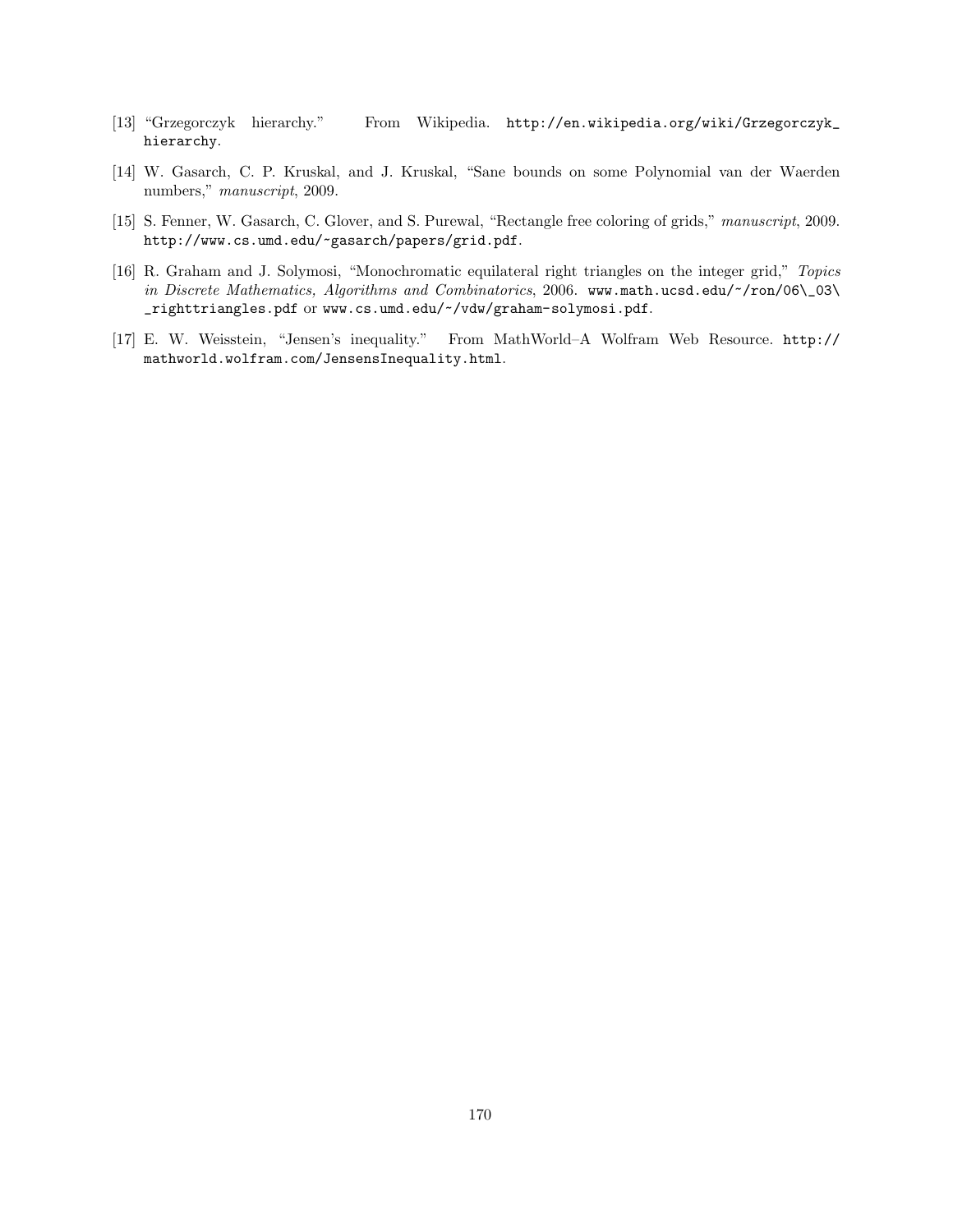[13] "Grzegorczyk hierarchy." From Wikipedia. http://en.wikipedia.org/wiki/Grzegorczyk_hierarchy.

[14] W. Gasarch, C. P. Kruskal, and J. Kruskal, "Sane bounds on some Polynomial van der Waerden numbers," *manuscript*, 2009.

[15] S. Fenner, W. Gasarch, C. Glover, and S. Purewal, "Rectangle free coloring of grids," *manuscript*, 2009. http://www.cs.umd.edu/~gasarch/papers/grid.pdf.

[16] R. Graham and J. Solymosi, "Monochromatic equilateral right triangles on the integer grid," *Topics in Discrete Mathematics, Algorithms and Combinatorics*, 2006. www.math.ucsd.edu/~/ron/06\_03\_righttriangles.pdf or www.cs.umd.edu/~/vdw/graham-solymosi.pdf.

[17] E. W. Weisstein, "Jensen's inequality." From MathWorld–A Wolfram Web Resource. http://mathworld.wolfram.com/JensensInequality.html.